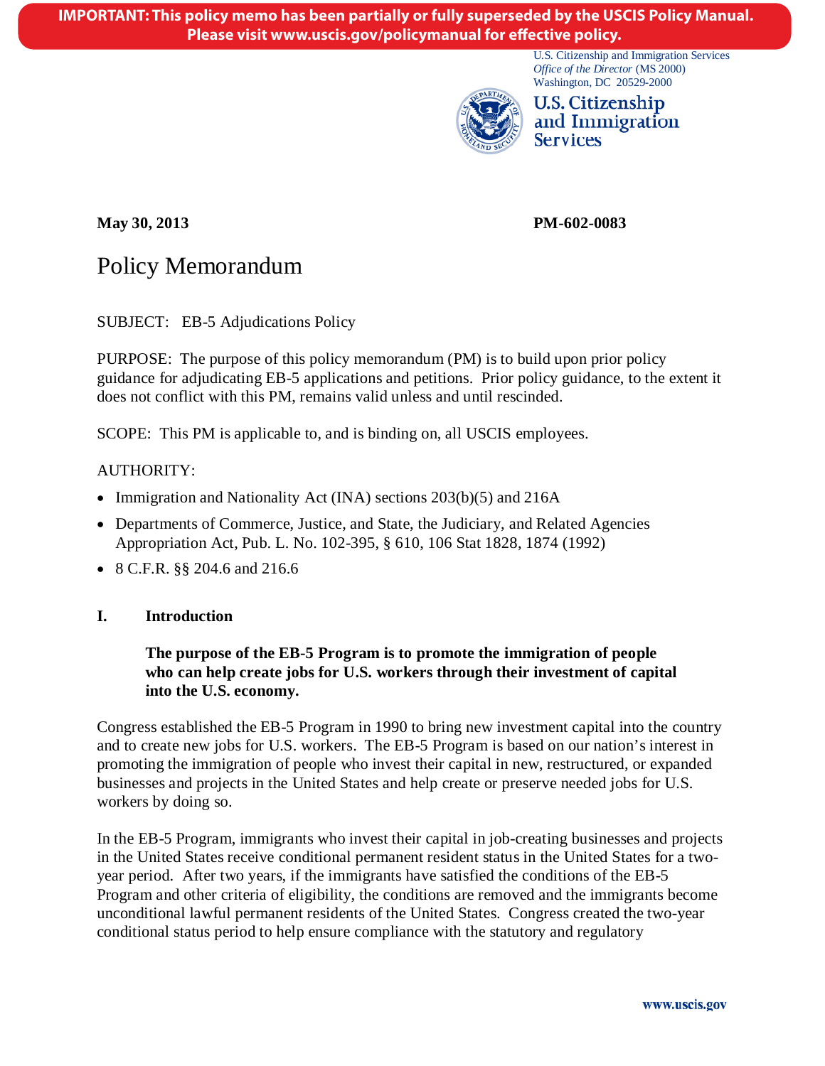**IMPORTANT: This policy memo has been partially or fully superseded by the USCIS Policy Manual. Please visit www.uscis.gov/policymanual for effective policy.**

U.S. Citizenship and Immigration Services
*Office of the Director* (MS 2000)
Washington, DC 20529-2000

**U.S. Citizenship and Immigration Services**

**May 30, 2013** **PM-602-0083**

# Policy Memorandum

SUBJECT: EB-5 Adjudications Policy

PURPOSE: The purpose of this policy memorandum (PM) is to build upon prior policy guidance for adjudicating EB-5 applications and petitions. Prior policy guidance, to the extent it does not conflict with this PM, remains valid unless and until rescinded.

SCOPE: This PM is applicable to, and is binding on, all USCIS employees.

AUTHORITY:

- Immigration and Nationality Act (INA) sections 203(b)(5) and 216A
- Departments of Commerce, Justice, and State, the Judiciary, and Related Agencies Appropriation Act, Pub. L. No. 102-395, § 610, 106 Stat 1828, 1874 (1992)
- 8 C.F.R. §§ 204.6 and 216.6

## I. Introduction

**The purpose of the EB-5 Program is to promote the immigration of people who can help create jobs for U.S. workers through their investment of capital into the U.S. economy.**

Congress established the EB-5 Program in 1990 to bring new investment capital into the country and to create new jobs for U.S. workers. The EB-5 Program is based on our nation's interest in promoting the immigration of people who invest their capital in new, restructured, or expanded businesses and projects in the United States and help create or preserve needed jobs for U.S. workers by doing so.

In the EB-5 Program, immigrants who invest their capital in job-creating businesses and projects in the United States receive conditional permanent resident status in the United States for a two-year period. After two years, if the immigrants have satisfied the conditions of the EB-5 Program and other criteria of eligibility, the conditions are removed and the immigrants become unconditional lawful permanent residents of the United States. Congress created the two-year conditional status period to help ensure compliance with the statutory and regulatory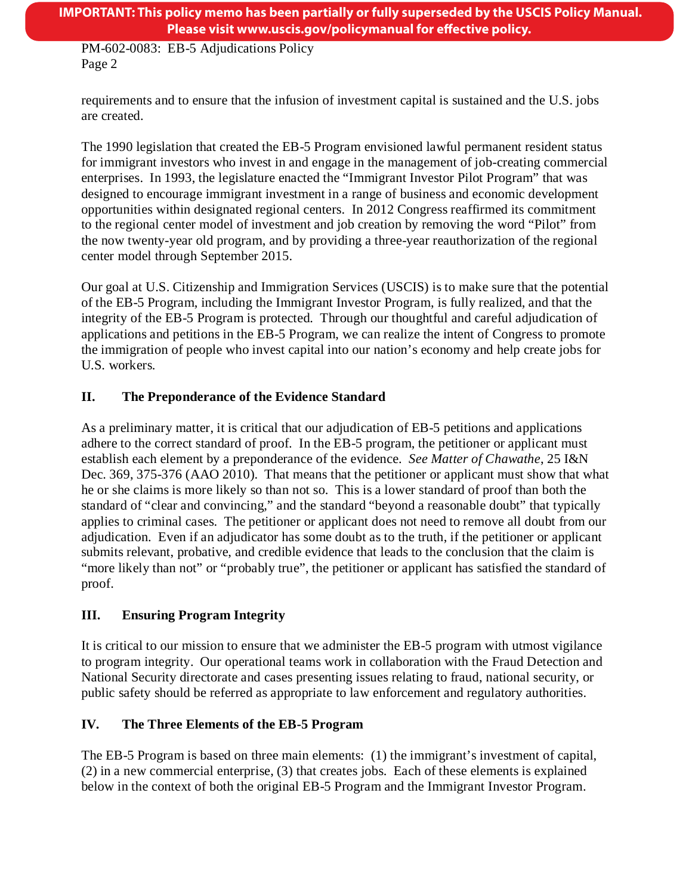requirements and to ensure that the infusion of investment capital is sustained and the U.S. jobs are created.

The 1990 legislation that created the EB-5 Program envisioned lawful permanent resident status for immigrant investors who invest in and engage in the management of job-creating commercial enterprises. In 1993, the legislature enacted the "Immigrant Investor Pilot Program" that was designed to encourage immigrant investment in a range of business and economic development opportunities within designated regional centers. In 2012 Congress reaffirmed its commitment to the regional center model of investment and job creation by removing the word "Pilot" from the now twenty-year old program, and by providing a three-year reauthorization of the regional center model through September 2015.

Our goal at U.S. Citizenship and Immigration Services (USCIS) is to make sure that the potential of the EB-5 Program, including the Immigrant Investor Program, is fully realized, and that the integrity of the EB-5 Program is protected. Through our thoughtful and careful adjudication of applications and petitions in the EB-5 Program, we can realize the intent of Congress to promote the immigration of people who invest capital into our nation's economy and help create jobs for U.S. workers.

## II. The Preponderance of the Evidence Standard

As a preliminary matter, it is critical that our adjudication of EB-5 petitions and applications adhere to the correct standard of proof. In the EB-5 program, the petitioner or applicant must establish each element by a preponderance of the evidence. *See Matter of Chawathe*, 25 I&N Dec. 369, 375-376 (AAO 2010). That means that the petitioner or applicant must show that what he or she claims is more likely so than not so. This is a lower standard of proof than both the standard of "clear and convincing," and the standard "beyond a reasonable doubt" that typically applies to criminal cases. The petitioner or applicant does not need to remove all doubt from our adjudication. Even if an adjudicator has some doubt as to the truth, if the petitioner or applicant submits relevant, probative, and credible evidence that leads to the conclusion that the claim is "more likely than not" or "probably true", the petitioner or applicant has satisfied the standard of proof.

## III. Ensuring Program Integrity

It is critical to our mission to ensure that we administer the EB-5 program with utmost vigilance to program integrity. Our operational teams work in collaboration with the Fraud Detection and National Security directorate and cases presenting issues relating to fraud, national security, or public safety should be referred as appropriate to law enforcement and regulatory authorities.

## IV. The Three Elements of the EB-5 Program

The EB-5 Program is based on three main elements: (1) the immigrant's investment of capital, (2) in a new commercial enterprise, (3) that creates jobs. Each of these elements is explained below in the context of both the original EB-5 Program and the Immigrant Investor Program.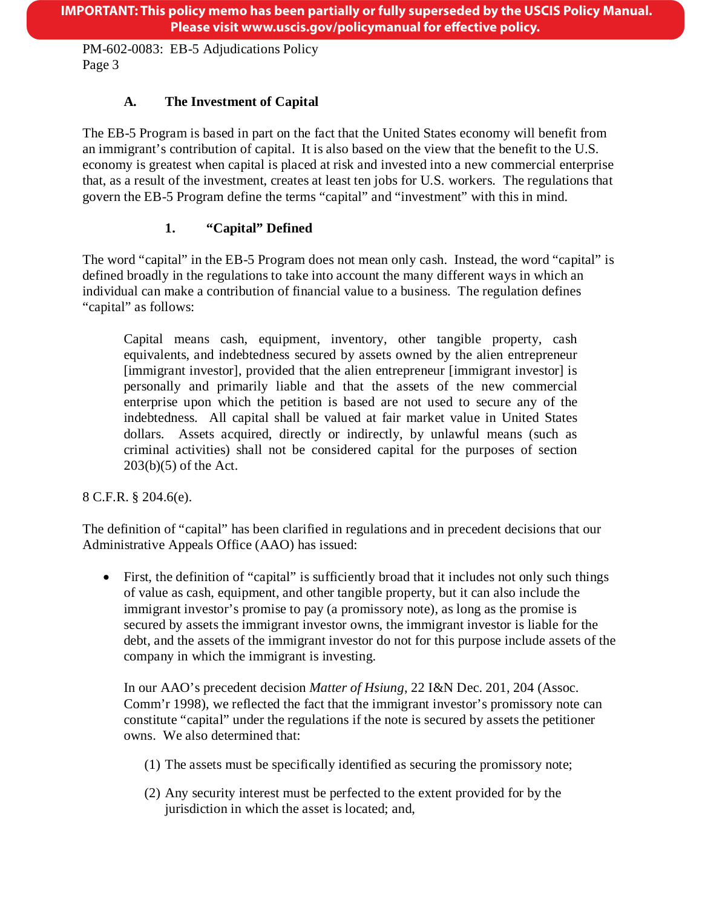### A. The Investment of Capital

The EB-5 Program is based in part on the fact that the United States economy will benefit from an immigrant's contribution of capital. It is also based on the view that the benefit to the U.S. economy is greatest when capital is placed at risk and invested into a new commercial enterprise that, as a result of the investment, creates at least ten jobs for U.S. workers. The regulations that govern the EB-5 Program define the terms "capital" and "investment" with this in mind.

#### 1. "Capital" Defined

The word "capital" in the EB-5 Program does not mean only cash. Instead, the word "capital" is defined broadly in the regulations to take into account the many different ways in which an individual can make a contribution of financial value to a business. The regulation defines "capital" as follows:

> Capital means cash, equipment, inventory, other tangible property, cash equivalents, and indebtedness secured by assets owned by the alien entrepreneur [immigrant investor], provided that the alien entrepreneur [immigrant investor] is personally and primarily liable and that the assets of the new commercial enterprise upon which the petition is based are not used to secure any of the indebtedness. All capital shall be valued at fair market value in United States dollars. Assets acquired, directly or indirectly, by unlawful means (such as criminal activities) shall not be considered capital for the purposes of section 203(b)(5) of the Act.

8 C.F.R. § 204.6(e).

The definition of "capital" has been clarified in regulations and in precedent decisions that our Administrative Appeals Office (AAO) has issued:

- First, the definition of "capital" is sufficiently broad that it includes not only such things of value as cash, equipment, and other tangible property, but it can also include the immigrant investor's promise to pay (a promissory note), as long as the promise is secured by assets the immigrant investor owns, the immigrant investor is liable for the debt, and the assets of the immigrant investor do not for this purpose include assets of the company in which the immigrant is investing.

  In our AAO's precedent decision *Matter of Hsiung*, 22 I&N Dec. 201, 204 (Assoc. Comm'r 1998), we reflected the fact that the immigrant investor's promissory note can constitute "capital" under the regulations if the note is secured by assets the petitioner owns. We also determined that:

  (1) The assets must be specifically identified as securing the promissory note;

  (2) Any security interest must be perfected to the extent provided for by the jurisdiction in which the asset is located; and,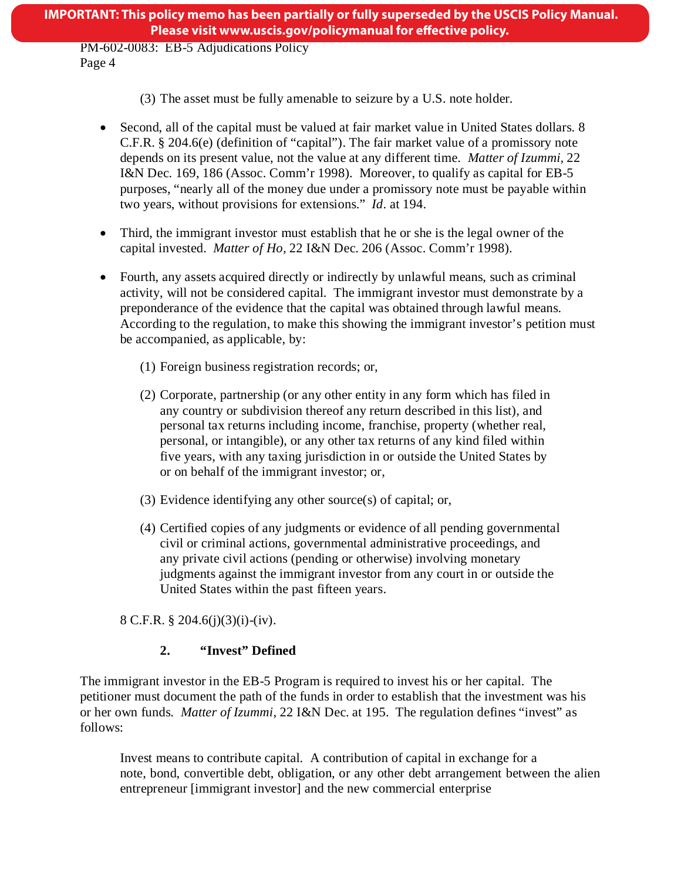(3) The asset must be fully amenable to seizure by a U.S. note holder.

- Second, all of the capital must be valued at fair market value in United States dollars. 8 C.F.R. § 204.6(e) (definition of "capital"). The fair market value of a promissory note depends on its present value, not the value at any different time. *Matter of Izummi*, 22 I&N Dec. 169, 186 (Assoc. Comm'r 1998). Moreover, to qualify as capital for EB-5 purposes, "nearly all of the money due under a promissory note must be payable within two years, without provisions for extensions." *Id*. at 194.

- Third, the immigrant investor must establish that he or she is the legal owner of the capital invested. *Matter of Ho,* 22 I&N Dec. 206 (Assoc. Comm'r 1998).

- Fourth, any assets acquired directly or indirectly by unlawful means, such as criminal activity, will not be considered capital. The immigrant investor must demonstrate by a preponderance of the evidence that the capital was obtained through lawful means. According to the regulation, to make this showing the immigrant investor's petition must be accompanied, as applicable, by:

  (1) Foreign business registration records; or,

  (2) Corporate, partnership (or any other entity in any form which has filed in any country or subdivision thereof any return described in this list), and personal tax returns including income, franchise, property (whether real, personal, or intangible), or any other tax returns of any kind filed within five years, with any taxing jurisdiction in or outside the United States by or on behalf of the immigrant investor; or,

  (3) Evidence identifying any other source(s) of capital; or,

  (4) Certified copies of any judgments or evidence of all pending governmental civil or criminal actions, governmental administrative proceedings, and any private civil actions (pending or otherwise) involving monetary judgments against the immigrant investor from any court in or outside the United States within the past fifteen years.

  8 C.F.R. § 204.6(j)(3)(i)-(iv).

### 2. "Invest" Defined

The immigrant investor in the EB-5 Program is required to invest his or her capital. The petitioner must document the path of the funds in order to establish that the investment was his or her own funds. *Matter of Izummi*, 22 I&N Dec. at 195. The regulation defines "invest" as follows:

> Invest means to contribute capital. A contribution of capital in exchange for a note, bond, convertible debt, obligation, or any other debt arrangement between the alien entrepreneur [immigrant investor] and the new commercial enterprise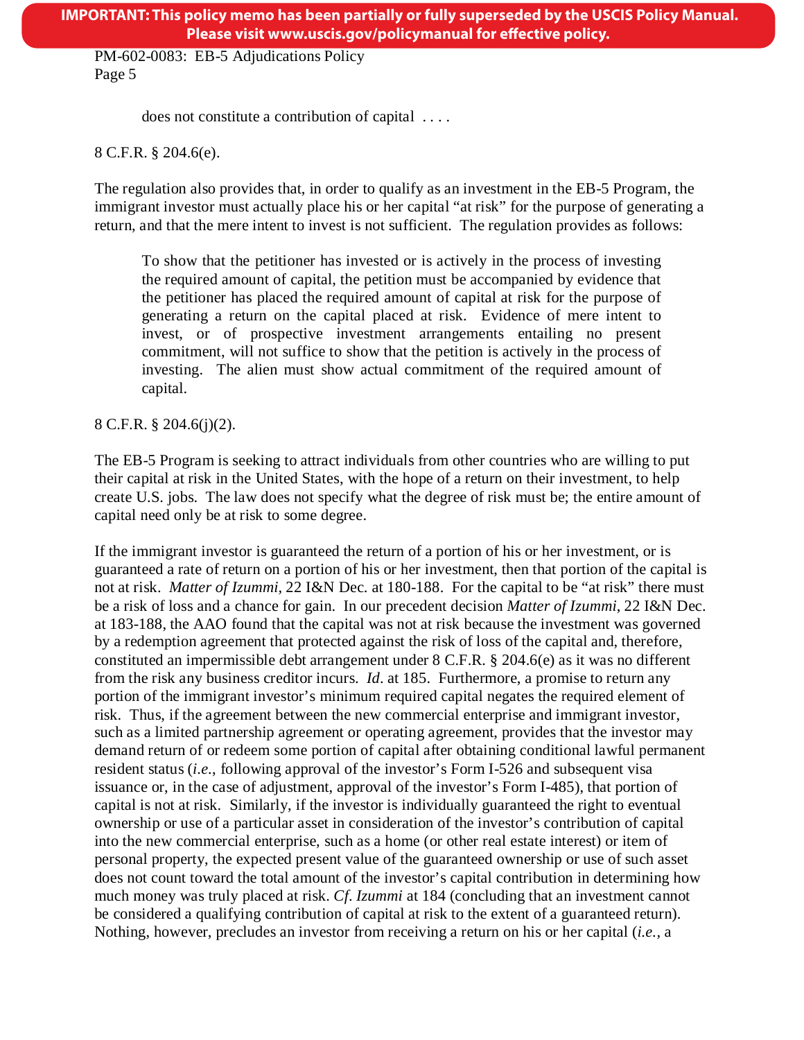> does not constitute a contribution of capital . . . .

8 C.F.R. § 204.6(e).

The regulation also provides that, in order to qualify as an investment in the EB-5 Program, the immigrant investor must actually place his or her capital "at risk" for the purpose of generating a return, and that the mere intent to invest is not sufficient. The regulation provides as follows:

> To show that the petitioner has invested or is actively in the process of investing the required amount of capital, the petition must be accompanied by evidence that the petitioner has placed the required amount of capital at risk for the purpose of generating a return on the capital placed at risk. Evidence of mere intent to invest, or of prospective investment arrangements entailing no present commitment, will not suffice to show that the petition is actively in the process of investing. The alien must show actual commitment of the required amount of capital.

8 C.F.R. § 204.6(j)(2).

The EB-5 Program is seeking to attract individuals from other countries who are willing to put their capital at risk in the United States, with the hope of a return on their investment, to help create U.S. jobs. The law does not specify what the degree of risk must be; the entire amount of capital need only be at risk to some degree.

If the immigrant investor is guaranteed the return of a portion of his or her investment, or is guaranteed a rate of return on a portion of his or her investment, then that portion of the capital is not at risk. *Matter of Izummi*, 22 I&N Dec. at 180-188. For the capital to be "at risk" there must be a risk of loss and a chance for gain. In our precedent decision *Matter of Izummi*, 22 I&N Dec. at 183-188, the AAO found that the capital was not at risk because the investment was governed by a redemption agreement that protected against the risk of loss of the capital and, therefore, constituted an impermissible debt arrangement under 8 C.F.R. § 204.6(e) as it was no different from the risk any business creditor incurs. *Id*. at 185. Furthermore, a promise to return any portion of the immigrant investor's minimum required capital negates the required element of risk. Thus, if the agreement between the new commercial enterprise and immigrant investor, such as a limited partnership agreement or operating agreement, provides that the investor may demand return of or redeem some portion of capital after obtaining conditional lawful permanent resident status (*i.e.*, following approval of the investor's Form I-526 and subsequent visa issuance or, in the case of adjustment, approval of the investor's Form I-485), that portion of capital is not at risk. Similarly, if the investor is individually guaranteed the right to eventual ownership or use of a particular asset in consideration of the investor's contribution of capital into the new commercial enterprise, such as a home (or other real estate interest) or item of personal property, the expected present value of the guaranteed ownership or use of such asset does not count toward the total amount of the investor's capital contribution in determining how much money was truly placed at risk. *Cf*. *Izummi* at 184 (concluding that an investment cannot be considered a qualifying contribution of capital at risk to the extent of a guaranteed return). Nothing, however, precludes an investor from receiving a return on his or her capital (*i.e.*, a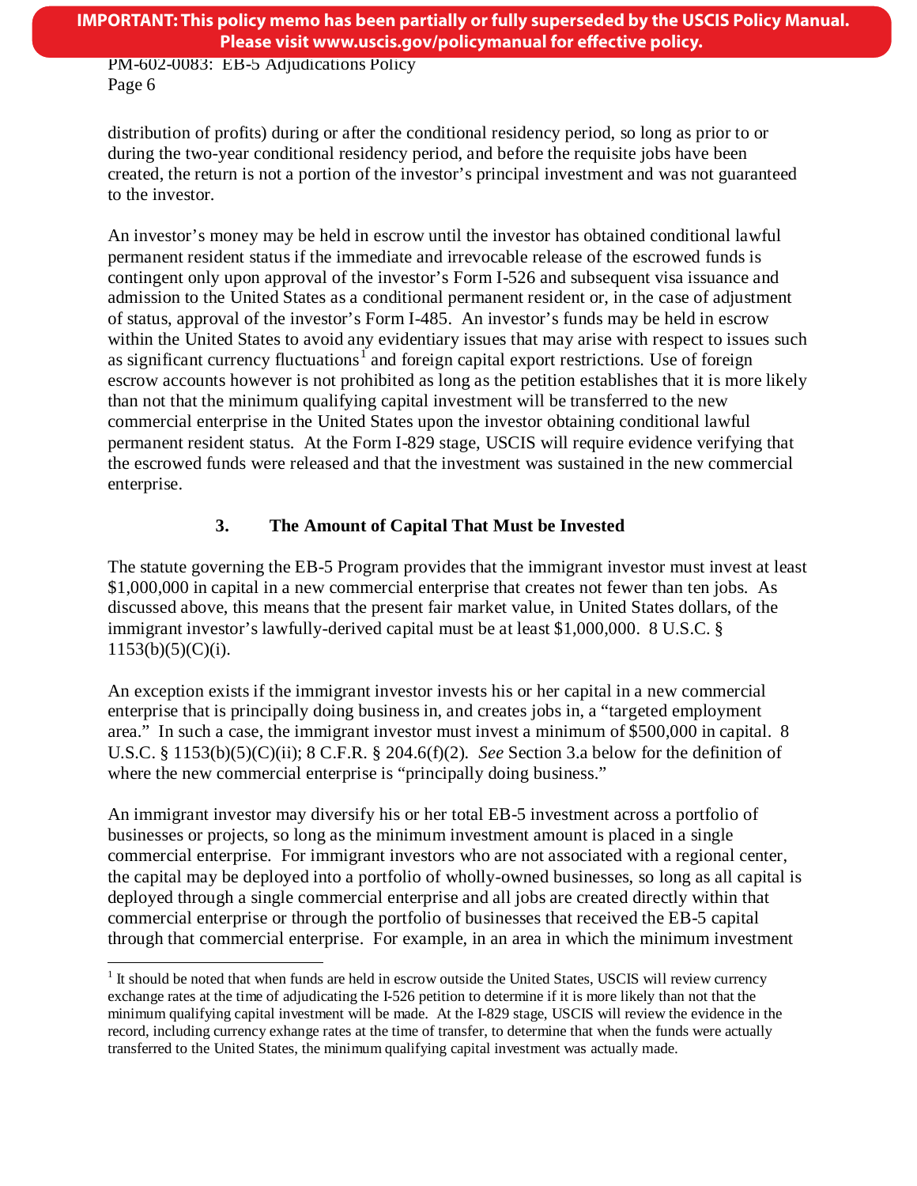distribution of profits) during or after the conditional residency period, so long as prior to or during the two-year conditional residency period, and before the requisite jobs have been created, the return is not a portion of the investor's principal investment and was not guaranteed to the investor.

An investor's money may be held in escrow until the investor has obtained conditional lawful permanent resident status if the immediate and irrevocable release of the escrowed funds is contingent only upon approval of the investor's Form I-526 and subsequent visa issuance and admission to the United States as a conditional permanent resident or, in the case of adjustment of status, approval of the investor's Form I-485. An investor's funds may be held in escrow within the United States to avoid any evidentiary issues that may arise with respect to issues such as significant currency fluctuations[1] and foreign capital export restrictions. Use of foreign escrow accounts however is not prohibited as long as the petition establishes that it is more likely than not that the minimum qualifying capital investment will be transferred to the new commercial enterprise in the United States upon the investor obtaining conditional lawful permanent resident status. At the Form I-829 stage, USCIS will require evidence verifying that the escrowed funds were released and that the investment was sustained in the new commercial enterprise.

### 3. The Amount of Capital That Must be Invested

The statute governing the EB-5 Program provides that the immigrant investor must invest at least $1,000,000 in capital in a new commercial enterprise that creates not fewer than ten jobs. As discussed above, this means that the present fair market value, in United States dollars, of the immigrant investor's lawfully-derived capital must be at least $1,000,000. 8 U.S.C. § 1153(b)(5)(C)(i).

An exception exists if the immigrant investor invests his or her capital in a new commercial enterprise that is principally doing business in, and creates jobs in, a "targeted employment area." In such a case, the immigrant investor must invest a minimum of $500,000 in capital. 8 U.S.C. § 1153(b)(5)(C)(ii); 8 C.F.R. § 204.6(f)(2). *See* Section 3.a below for the definition of where the new commercial enterprise is "principally doing business."

An immigrant investor may diversify his or her total EB-5 investment across a portfolio of businesses or projects, so long as the minimum investment amount is placed in a single commercial enterprise. For immigrant investors who are not associated with a regional center, the capital may be deployed into a portfolio of wholly-owned businesses, so long as all capital is deployed through a single commercial enterprise and all jobs are created directly within that commercial enterprise or through the portfolio of businesses that received the EB-5 capital through that commercial enterprise. For example, in an area in which the minimum investment

---

[1] It should be noted that when funds are held in escrow outside the United States, USCIS will review currency exchange rates at the time of adjudicating the I-526 petition to determine if it is more likely than not that the minimum qualifying capital investment will be made. At the I-829 stage, USCIS will review the evidence in the record, including currency exhange rates at the time of transfer, to determine that when the funds were actually transferred to the United States, the minimum qualifying capital investment was actually made.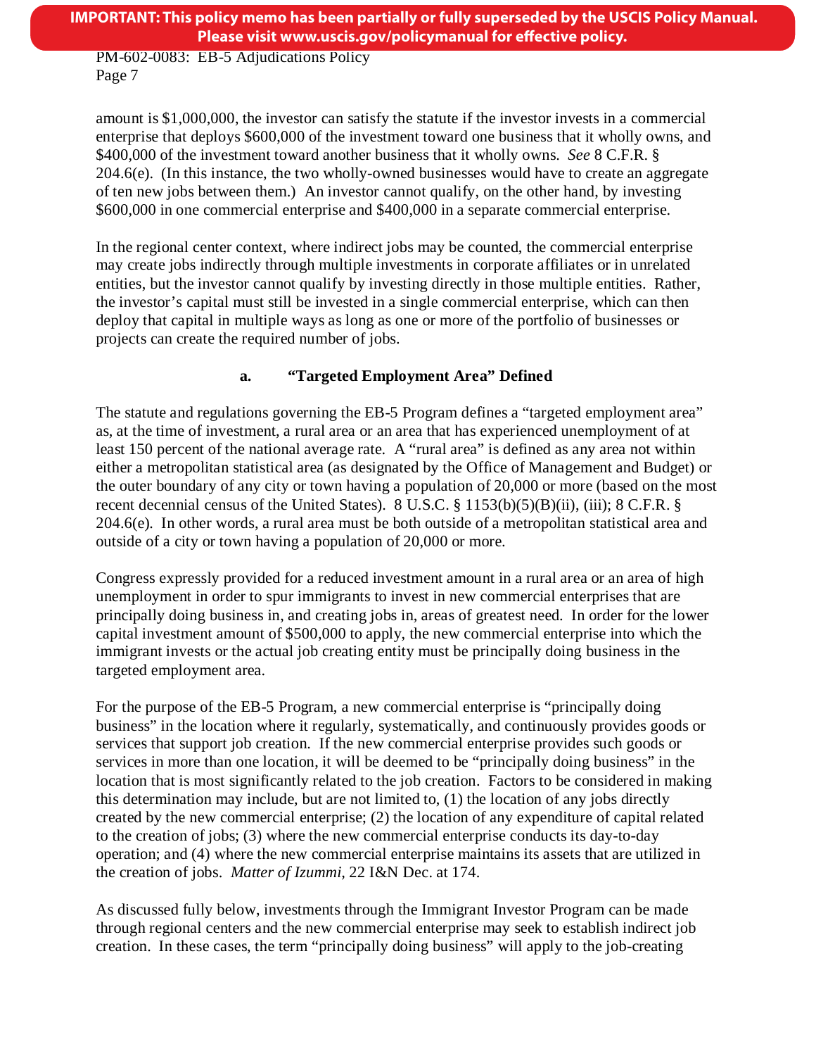amount is $1,000,000, the investor can satisfy the statute if the investor invests in a commercial enterprise that deploys $600,000 of the investment toward one business that it wholly owns, and $400,000 of the investment toward another business that it wholly owns. *See* 8 C.F.R. § 204.6(e). (In this instance, the two wholly-owned businesses would have to create an aggregate of ten new jobs between them.) An investor cannot qualify, on the other hand, by investing $600,000 in one commercial enterprise and $400,000 in a separate commercial enterprise.

In the regional center context, where indirect jobs may be counted, the commercial enterprise may create jobs indirectly through multiple investments in corporate affiliates or in unrelated entities, but the investor cannot qualify by investing directly in those multiple entities. Rather, the investor's capital must still be invested in a single commercial enterprise, which can then deploy that capital in multiple ways as long as one or more of the portfolio of businesses or projects can create the required number of jobs.

### a. "Targeted Employment Area" Defined

The statute and regulations governing the EB-5 Program defines a "targeted employment area" as, at the time of investment, a rural area or an area that has experienced unemployment of at least 150 percent of the national average rate. A "rural area" is defined as any area not within either a metropolitan statistical area (as designated by the Office of Management and Budget) or the outer boundary of any city or town having a population of 20,000 or more (based on the most recent decennial census of the United States). 8 U.S.C. § 1153(b)(5)(B)(ii), (iii); 8 C.F.R. § 204.6(e). In other words, a rural area must be both outside of a metropolitan statistical area and outside of a city or town having a population of 20,000 or more.

Congress expressly provided for a reduced investment amount in a rural area or an area of high unemployment in order to spur immigrants to invest in new commercial enterprises that are principally doing business in, and creating jobs in, areas of greatest need. In order for the lower capital investment amount of $500,000 to apply, the new commercial enterprise into which the immigrant invests or the actual job creating entity must be principally doing business in the targeted employment area.

For the purpose of the EB-5 Program, a new commercial enterprise is "principally doing business" in the location where it regularly, systematically, and continuously provides goods or services that support job creation. If the new commercial enterprise provides such goods or services in more than one location, it will be deemed to be "principally doing business" in the location that is most significantly related to the job creation. Factors to be considered in making this determination may include, but are not limited to, (1) the location of any jobs directly created by the new commercial enterprise; (2) the location of any expenditure of capital related to the creation of jobs; (3) where the new commercial enterprise conducts its day-to-day operation; and (4) where the new commercial enterprise maintains its assets that are utilized in the creation of jobs. *Matter of Izummi*, 22 I&N Dec. at 174.

As discussed fully below, investments through the Immigrant Investor Program can be made through regional centers and the new commercial enterprise may seek to establish indirect job creation. In these cases, the term "principally doing business" will apply to the job-creating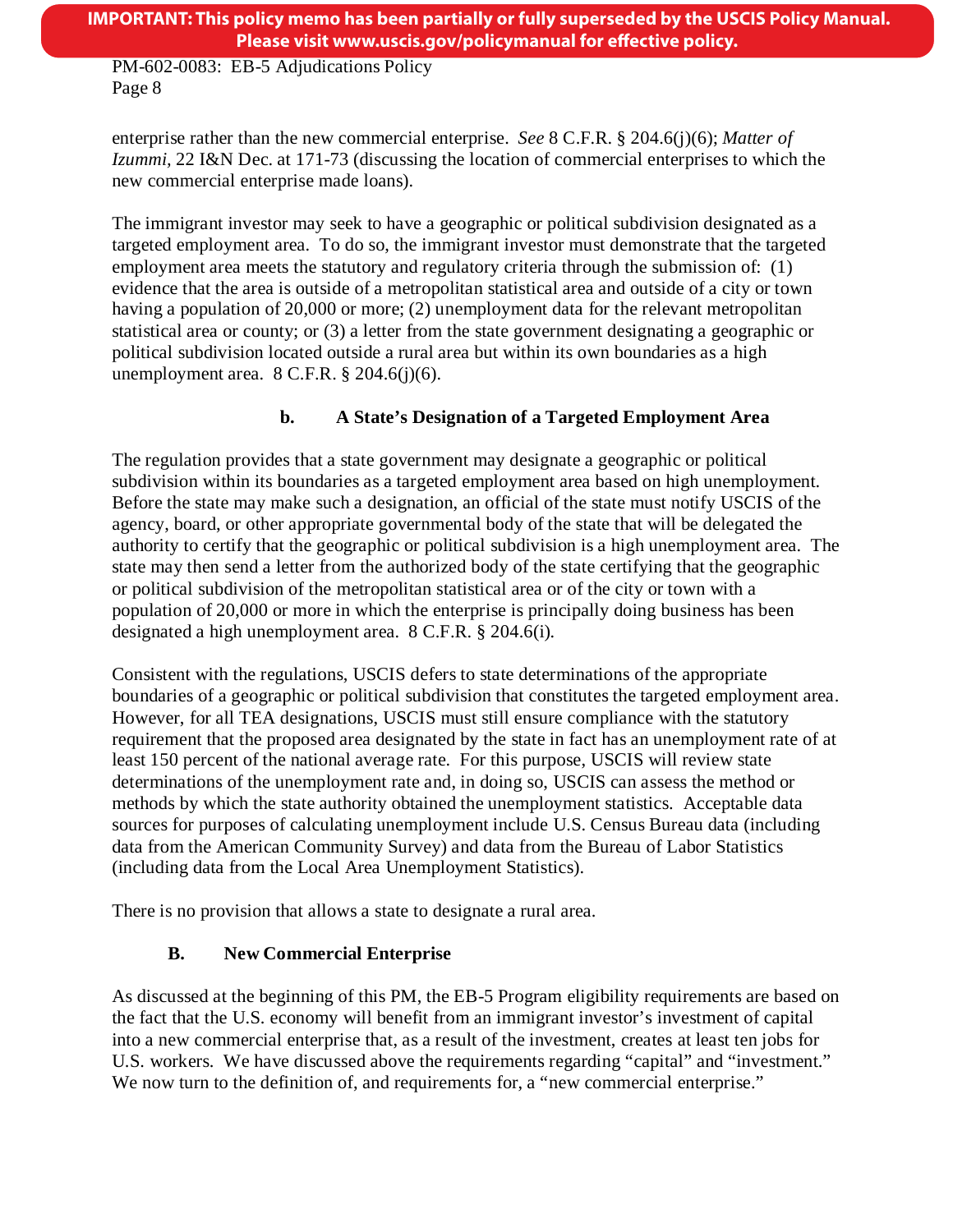enterprise rather than the new commercial enterprise. *See* 8 C.F.R. § 204.6(j)(6); *Matter of Izummi*, 22 I&N Dec. at 171-73 (discussing the location of commercial enterprises to which the new commercial enterprise made loans).

The immigrant investor may seek to have a geographic or political subdivision designated as a targeted employment area. To do so, the immigrant investor must demonstrate that the targeted employment area meets the statutory and regulatory criteria through the submission of: (1) evidence that the area is outside of a metropolitan statistical area and outside of a city or town having a population of 20,000 or more; (2) unemployment data for the relevant metropolitan statistical area or county; or (3) a letter from the state government designating a geographic or political subdivision located outside a rural area but within its own boundaries as a high unemployment area. 8 C.F.R. § 204.6(j)(6).

#### b. A State's Designation of a Targeted Employment Area

The regulation provides that a state government may designate a geographic or political subdivision within its boundaries as a targeted employment area based on high unemployment. Before the state may make such a designation, an official of the state must notify USCIS of the agency, board, or other appropriate governmental body of the state that will be delegated the authority to certify that the geographic or political subdivision is a high unemployment area. The state may then send a letter from the authorized body of the state certifying that the geographic or political subdivision of the metropolitan statistical area or of the city or town with a population of 20,000 or more in which the enterprise is principally doing business has been designated a high unemployment area. 8 C.F.R. § 204.6(i).

Consistent with the regulations, USCIS defers to state determinations of the appropriate boundaries of a geographic or political subdivision that constitutes the targeted employment area. However, for all TEA designations, USCIS must still ensure compliance with the statutory requirement that the proposed area designated by the state in fact has an unemployment rate of at least 150 percent of the national average rate. For this purpose, USCIS will review state determinations of the unemployment rate and, in doing so, USCIS can assess the method or methods by which the state authority obtained the unemployment statistics. Acceptable data sources for purposes of calculating unemployment include U.S. Census Bureau data (including data from the American Community Survey) and data from the Bureau of Labor Statistics (including data from the Local Area Unemployment Statistics).

There is no provision that allows a state to designate a rural area.

### B. New Commercial Enterprise

As discussed at the beginning of this PM, the EB-5 Program eligibility requirements are based on the fact that the U.S. economy will benefit from an immigrant investor's investment of capital into a new commercial enterprise that, as a result of the investment, creates at least ten jobs for U.S. workers. We have discussed above the requirements regarding "capital" and "investment." We now turn to the definition of, and requirements for, a "new commercial enterprise."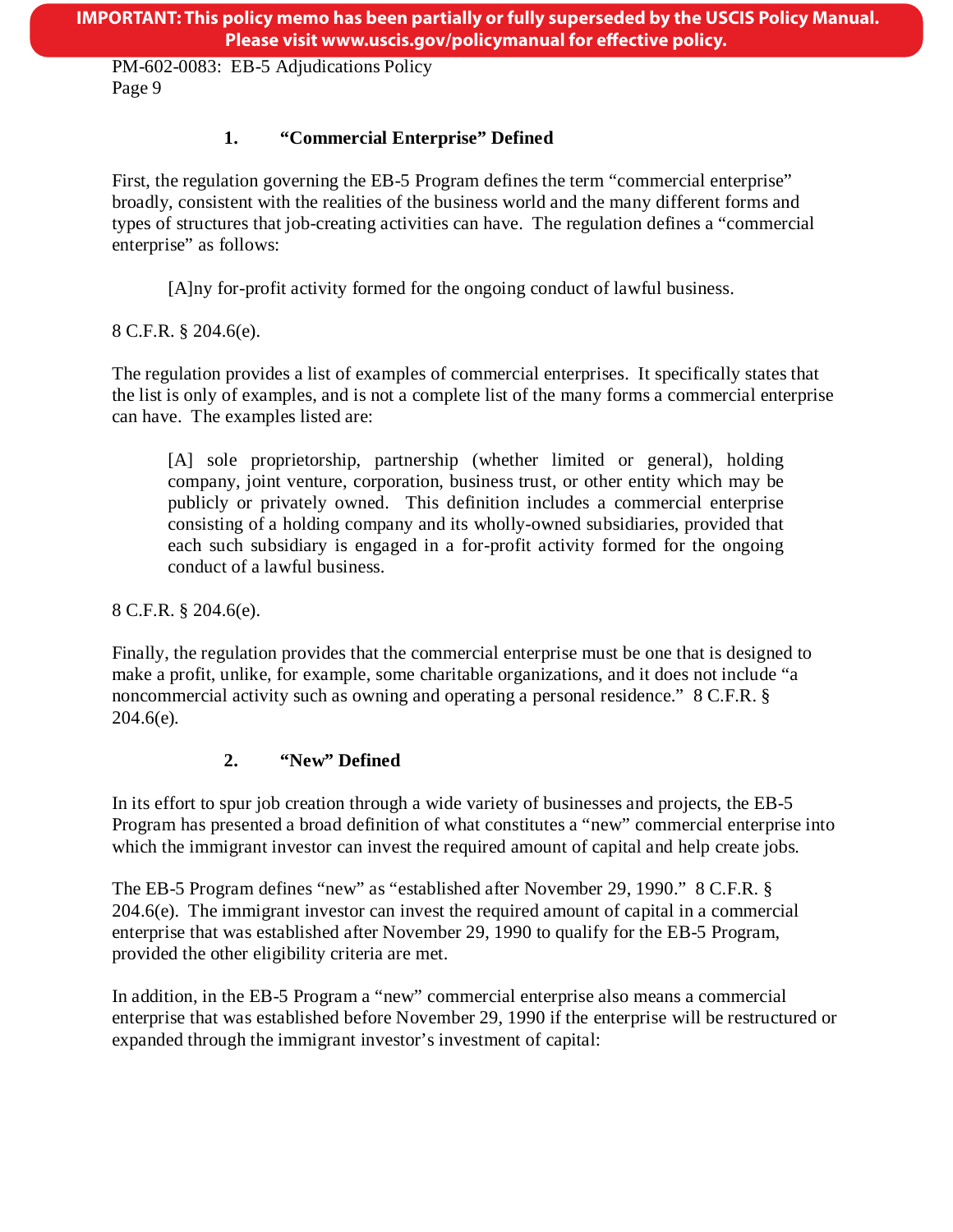### 1. "Commercial Enterprise" Defined

First, the regulation governing the EB-5 Program defines the term "commercial enterprise" broadly, consistent with the realities of the business world and the many different forms and types of structures that job-creating activities can have. The regulation defines a "commercial enterprise" as follows:

> [A]ny for-profit activity formed for the ongoing conduct of lawful business.

8 C.F.R. § 204.6(e).

The regulation provides a list of examples of commercial enterprises. It specifically states that the list is only of examples, and is not a complete list of the many forms a commercial enterprise can have. The examples listed are:

> [A] sole proprietorship, partnership (whether limited or general), holding company, joint venture, corporation, business trust, or other entity which may be publicly or privately owned. This definition includes a commercial enterprise consisting of a holding company and its wholly-owned subsidiaries, provided that each such subsidiary is engaged in a for-profit activity formed for the ongoing conduct of a lawful business.

8 C.F.R. § 204.6(e).

Finally, the regulation provides that the commercial enterprise must be one that is designed to make a profit, unlike, for example, some charitable organizations, and it does not include "a noncommercial activity such as owning and operating a personal residence." 8 C.F.R. § 204.6(e).

### 2. "New" Defined

In its effort to spur job creation through a wide variety of businesses and projects, the EB-5 Program has presented a broad definition of what constitutes a "new" commercial enterprise into which the immigrant investor can invest the required amount of capital and help create jobs.

The EB-5 Program defines "new" as "established after November 29, 1990." 8 C.F.R. § 204.6(e). The immigrant investor can invest the required amount of capital in a commercial enterprise that was established after November 29, 1990 to qualify for the EB-5 Program, provided the other eligibility criteria are met.

In addition, in the EB-5 Program a "new" commercial enterprise also means a commercial enterprise that was established before November 29, 1990 if the enterprise will be restructured or expanded through the immigrant investor's investment of capital: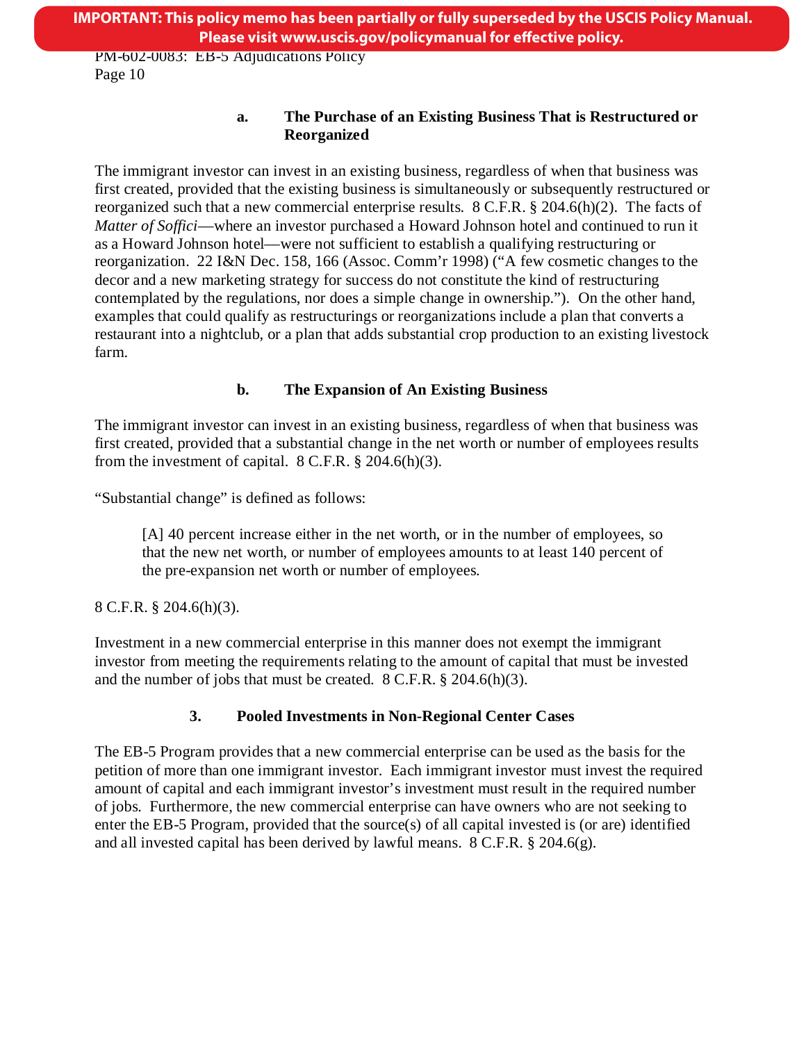#### a. The Purchase of an Existing Business That is Restructured or Reorganized

The immigrant investor can invest in an existing business, regardless of when that business was first created, provided that the existing business is simultaneously or subsequently restructured or reorganized such that a new commercial enterprise results. 8 C.F.R. § 204.6(h)(2). The facts of *Matter of Soffici*—where an investor purchased a Howard Johnson hotel and continued to run it as a Howard Johnson hotel—were not sufficient to establish a qualifying restructuring or reorganization. 22 I&N Dec. 158, 166 (Assoc. Comm'r 1998) ("A few cosmetic changes to the decor and a new marketing strategy for success do not constitute the kind of restructuring contemplated by the regulations, nor does a simple change in ownership."). On the other hand, examples that could qualify as restructurings or reorganizations include a plan that converts a restaurant into a nightclub, or a plan that adds substantial crop production to an existing livestock farm.

#### b. The Expansion of An Existing Business

The immigrant investor can invest in an existing business, regardless of when that business was first created, provided that a substantial change in the net worth or number of employees results from the investment of capital. 8 C.F.R. § 204.6(h)(3).

"Substantial change" is defined as follows:

> [A] 40 percent increase either in the net worth, or in the number of employees, so that the new net worth, or number of employees amounts to at least 140 percent of the pre-expansion net worth or number of employees.

8 C.F.R. § 204.6(h)(3).

Investment in a new commercial enterprise in this manner does not exempt the immigrant investor from meeting the requirements relating to the amount of capital that must be invested and the number of jobs that must be created. 8 C.F.R. § 204.6(h)(3).

### 3. Pooled Investments in Non-Regional Center Cases

The EB-5 Program provides that a new commercial enterprise can be used as the basis for the petition of more than one immigrant investor. Each immigrant investor must invest the required amount of capital and each immigrant investor's investment must result in the required number of jobs. Furthermore, the new commercial enterprise can have owners who are not seeking to enter the EB-5 Program, provided that the source(s) of all capital invested is (or are) identified and all invested capital has been derived by lawful means. 8 C.F.R. § 204.6(g).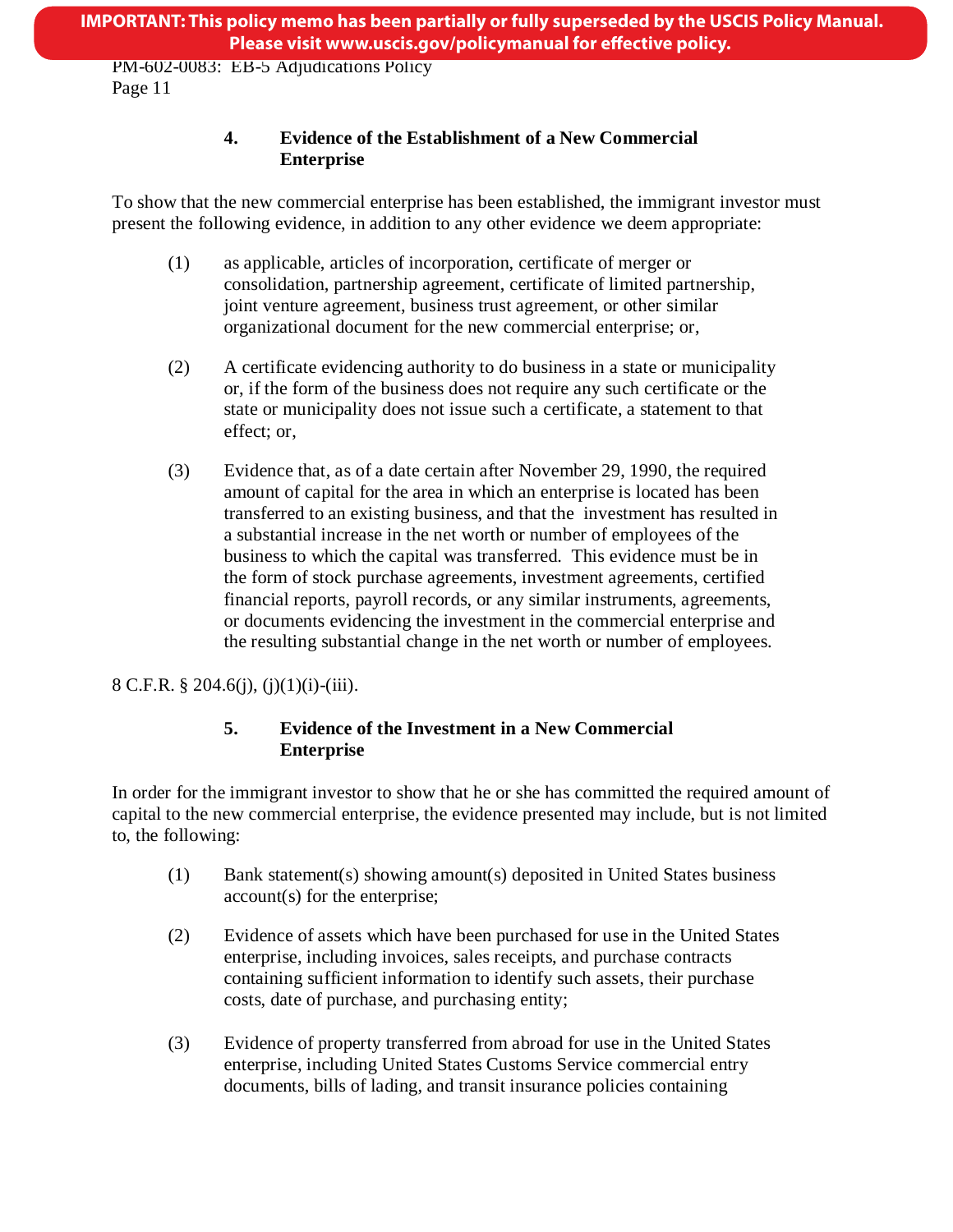#### 4. Evidence of the Establishment of a New Commercial Enterprise

To show that the new commercial enterprise has been established, the immigrant investor must present the following evidence, in addition to any other evidence we deem appropriate:

(1) as applicable, articles of incorporation, certificate of merger or consolidation, partnership agreement, certificate of limited partnership, joint venture agreement, business trust agreement, or other similar organizational document for the new commercial enterprise; or,

(2) A certificate evidencing authority to do business in a state or municipality or, if the form of the business does not require any such certificate or the state or municipality does not issue such a certificate, a statement to that effect; or,

(3) Evidence that, as of a date certain after November 29, 1990, the required amount of capital for the area in which an enterprise is located has been transferred to an existing business, and that the investment has resulted in a substantial increase in the net worth or number of employees of the business to which the capital was transferred. This evidence must be in the form of stock purchase agreements, investment agreements, certified financial reports, payroll records, or any similar instruments, agreements, or documents evidencing the investment in the commercial enterprise and the resulting substantial change in the net worth or number of employees.

8 C.F.R. § 204.6(j), (j)(1)(i)-(iii).

#### 5. Evidence of the Investment in a New Commercial Enterprise

In order for the immigrant investor to show that he or she has committed the required amount of capital to the new commercial enterprise, the evidence presented may include, but is not limited to, the following:

(1) Bank statement(s) showing amount(s) deposited in United States business account(s) for the enterprise;

(2) Evidence of assets which have been purchased for use in the United States enterprise, including invoices, sales receipts, and purchase contracts containing sufficient information to identify such assets, their purchase costs, date of purchase, and purchasing entity;

(3) Evidence of property transferred from abroad for use in the United States enterprise, including United States Customs Service commercial entry documents, bills of lading, and transit insurance policies containing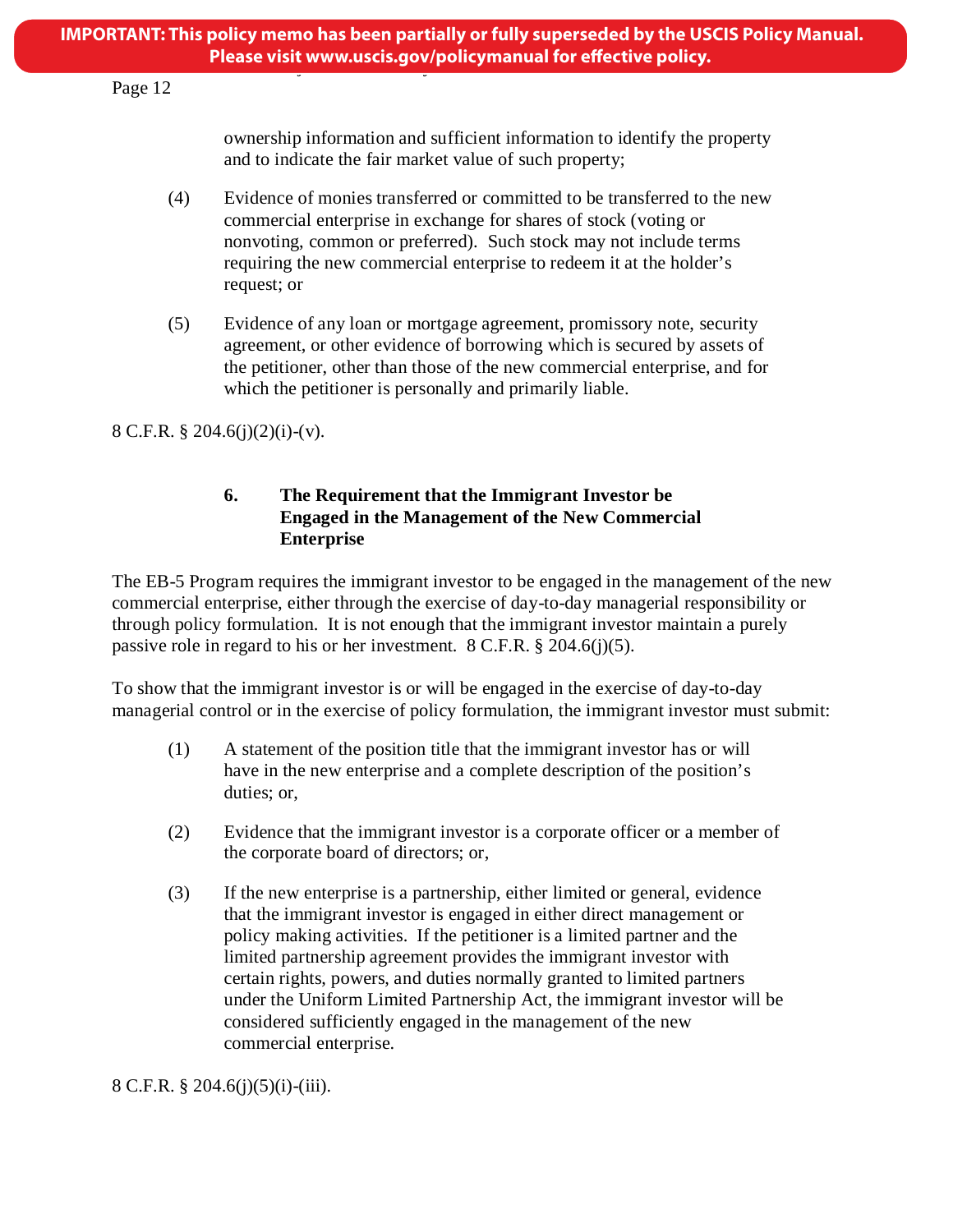ownership information and sufficient information to identify the property and to indicate the fair market value of such property;

(4) Evidence of monies transferred or committed to be transferred to the new commercial enterprise in exchange for shares of stock (voting or nonvoting, common or preferred). Such stock may not include terms requiring the new commercial enterprise to redeem it at the holder's request; or

(5) Evidence of any loan or mortgage agreement, promissory note, security agreement, or other evidence of borrowing which is secured by assets of the petitioner, other than those of the new commercial enterprise, and for which the petitioner is personally and primarily liable.

8 C.F.R. § 204.6(j)(2)(i)-(v).

### 6. The Requirement that the Immigrant Investor be Engaged in the Management of the New Commercial Enterprise

The EB-5 Program requires the immigrant investor to be engaged in the management of the new commercial enterprise, either through the exercise of day-to-day managerial responsibility or through policy formulation. It is not enough that the immigrant investor maintain a purely passive role in regard to his or her investment. 8 C.F.R. § 204.6(j)(5).

To show that the immigrant investor is or will be engaged in the exercise of day-to-day managerial control or in the exercise of policy formulation, the immigrant investor must submit:

(1) A statement of the position title that the immigrant investor has or will have in the new enterprise and a complete description of the position's duties; or,

(2) Evidence that the immigrant investor is a corporate officer or a member of the corporate board of directors; or,

(3) If the new enterprise is a partnership, either limited or general, evidence that the immigrant investor is engaged in either direct management or policy making activities. If the petitioner is a limited partner and the limited partnership agreement provides the immigrant investor with certain rights, powers, and duties normally granted to limited partners under the Uniform Limited Partnership Act, the immigrant investor will be considered sufficiently engaged in the management of the new commercial enterprise.

8 C.F.R. § 204.6(j)(5)(i)-(iii).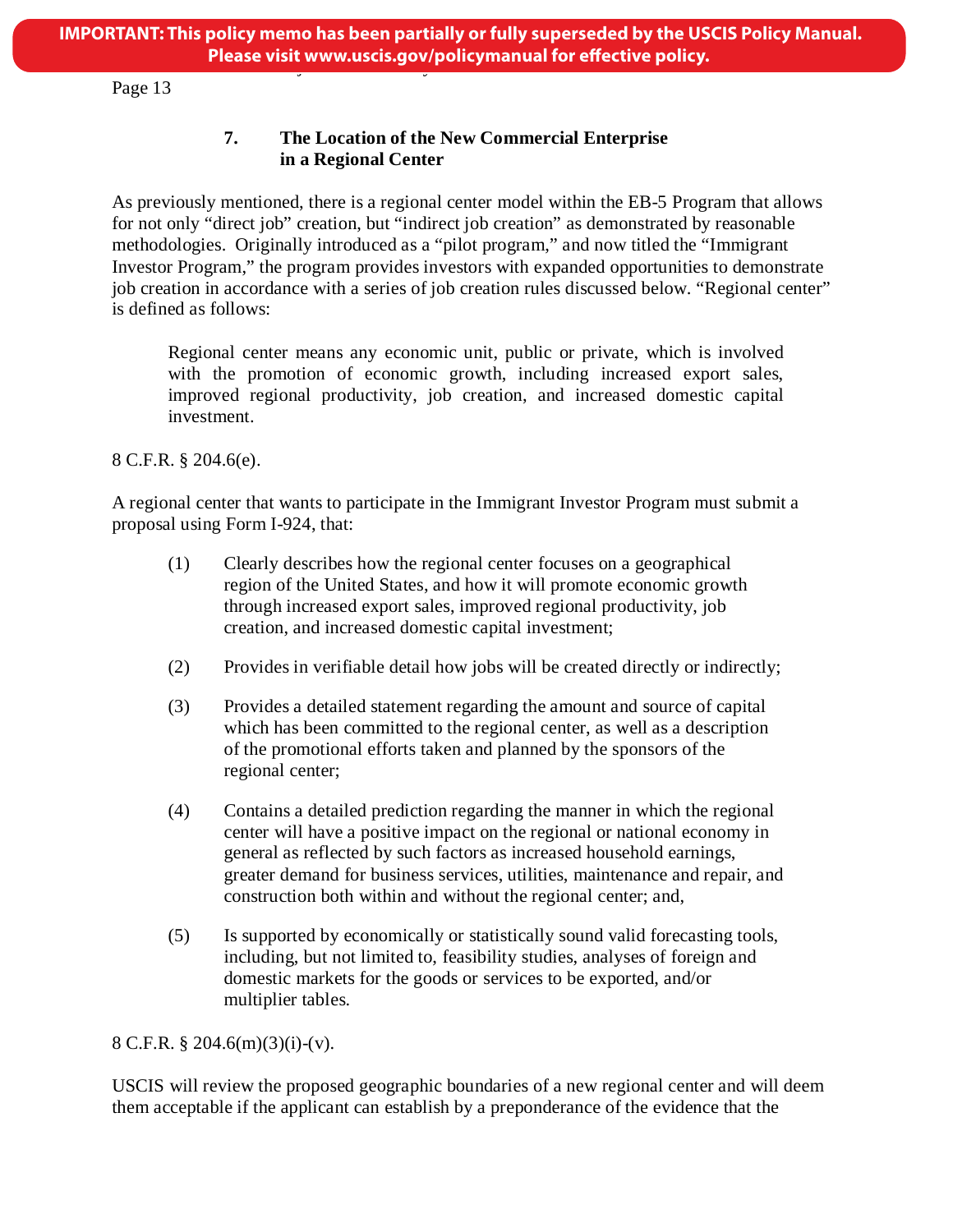**IMPORTANT: This policy memo has been partially or fully superseded by the USCIS Policy Manual. Please visit www.uscis.gov/policymanual for effective policy.**

### 7. The Location of the New Commercial Enterprise in a Regional Center

As previously mentioned, there is a regional center model within the EB-5 Program that allows for not only "direct job" creation, but "indirect job creation" as demonstrated by reasonable methodologies. Originally introduced as a "pilot program," and now titled the "Immigrant Investor Program," the program provides investors with expanded opportunities to demonstrate job creation in accordance with a series of job creation rules discussed below. "Regional center" is defined as follows:

> Regional center means any economic unit, public or private, which is involved with the promotion of economic growth, including increased export sales, improved regional productivity, job creation, and increased domestic capital investment.

8 C.F.R. § 204.6(e).

A regional center that wants to participate in the Immigrant Investor Program must submit a proposal using Form I-924, that:

(1) Clearly describes how the regional center focuses on a geographical region of the United States, and how it will promote economic growth through increased export sales, improved regional productivity, job creation, and increased domestic capital investment;

(2) Provides in verifiable detail how jobs will be created directly or indirectly;

(3) Provides a detailed statement regarding the amount and source of capital which has been committed to the regional center, as well as a description of the promotional efforts taken and planned by the sponsors of the regional center;

(4) Contains a detailed prediction regarding the manner in which the regional center will have a positive impact on the regional or national economy in general as reflected by such factors as increased household earnings, greater demand for business services, utilities, maintenance and repair, and construction both within and without the regional center; and,

(5) Is supported by economically or statistically sound valid forecasting tools, including, but not limited to, feasibility studies, analyses of foreign and domestic markets for the goods or services to be exported, and/or multiplier tables.

8 C.F.R. § 204.6(m)(3)(i)-(v).

USCIS will review the proposed geographic boundaries of a new regional center and will deem them acceptable if the applicant can establish by a preponderance of the evidence that the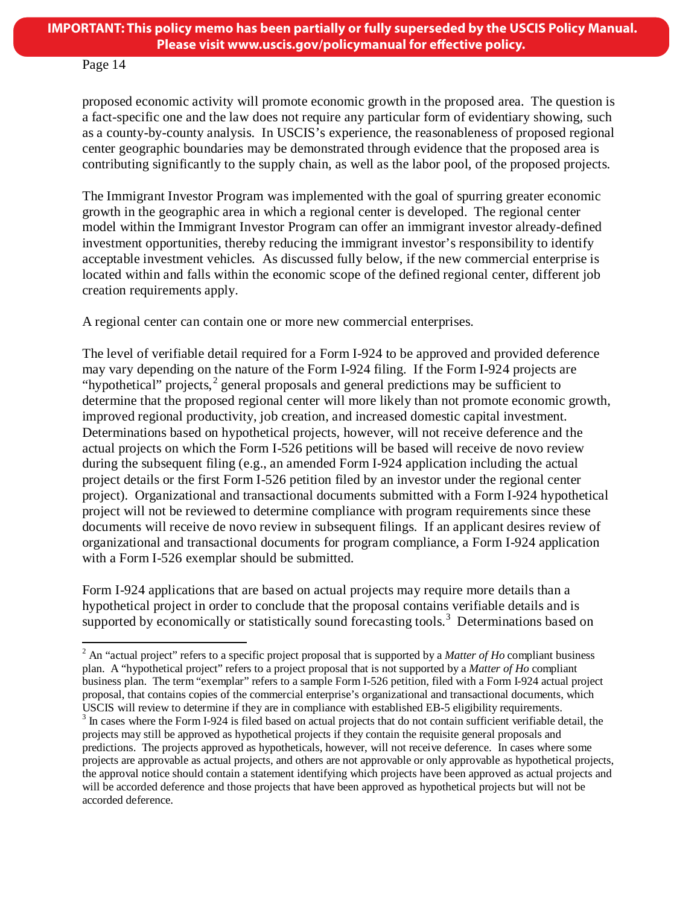**IMPORTANT: This policy memo has been partially or fully superseded by the USCIS Policy Manual. Please visit www.uscis.gov/policymanual for effective policy.**

proposed economic activity will promote economic growth in the proposed area. The question is a fact-specific one and the law does not require any particular form of evidentiary showing, such as a county-by-county analysis. In USCIS's experience, the reasonableness of proposed regional center geographic boundaries may be demonstrated through evidence that the proposed area is contributing significantly to the supply chain, as well as the labor pool, of the proposed projects.

The Immigrant Investor Program was implemented with the goal of spurring greater economic growth in the geographic area in which a regional center is developed. The regional center model within the Immigrant Investor Program can offer an immigrant investor already-defined investment opportunities, thereby reducing the immigrant investor's responsibility to identify acceptable investment vehicles. As discussed fully below, if the new commercial enterprise is located within and falls within the economic scope of the defined regional center, different job creation requirements apply.

A regional center can contain one or more new commercial enterprises.

The level of verifiable detail required for a Form I-924 to be approved and provided deference may vary depending on the nature of the Form I-924 filing. If the Form I-924 projects are "hypothetical" projects,[2] general proposals and general predictions may be sufficient to determine that the proposed regional center will more likely than not promote economic growth, improved regional productivity, job creation, and increased domestic capital investment. Determinations based on hypothetical projects, however, will not receive deference and the actual projects on which the Form I-526 petitions will be based will receive de novo review during the subsequent filing (e.g., an amended Form I-924 application including the actual project details or the first Form I-526 petition filed by an investor under the regional center project). Organizational and transactional documents submitted with a Form I-924 hypothetical project will not be reviewed to determine compliance with program requirements since these documents will receive de novo review in subsequent filings. If an applicant desires review of organizational and transactional documents for program compliance, a Form I-924 application with a Form I-526 exemplar should be submitted.

Form I-924 applications that are based on actual projects may require more details than a hypothetical project in order to conclude that the proposal contains verifiable details and is supported by economically or statistically sound forecasting tools.[3] Determinations based on

---

[2] An "actual project" refers to a specific project proposal that is supported by a *Matter of Ho* compliant business plan. A "hypothetical project" refers to a project proposal that is not supported by a *Matter of Ho* compliant business plan. The term "exemplar" refers to a sample Form I-526 petition, filed with a Form I-924 actual project proposal, that contains copies of the commercial enterprise's organizational and transactional documents, which USCIS will review to determine if they are in compliance with established EB-5 eligibility requirements.

[3] In cases where the Form I-924 is filed based on actual projects that do not contain sufficient verifiable detail, the projects may still be approved as hypothetical projects if they contain the requisite general proposals and predictions. The projects approved as hypotheticals, however, will not receive deference. In cases where some projects are approvable as actual projects, and others are not approvable or only approvable as hypothetical projects, the approval notice should contain a statement identifying which projects have been approved as actual projects and will be accorded deference and those projects that have been approved as hypothetical projects but will not be accorded deference.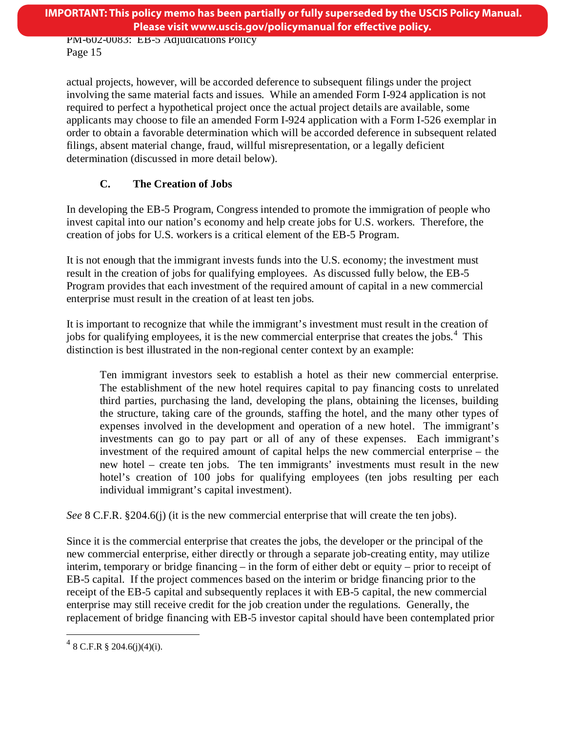actual projects, however, will be accorded deference to subsequent filings under the project involving the same material facts and issues. While an amended Form I-924 application is not required to perfect a hypothetical project once the actual project details are available, some applicants may choose to file an amended Form I-924 application with a Form I-526 exemplar in order to obtain a favorable determination which will be accorded deference in subsequent related filings, absent material change, fraud, willful misrepresentation, or a legally deficient determination (discussed in more detail below).

### C. The Creation of Jobs

In developing the EB-5 Program, Congress intended to promote the immigration of people who invest capital into our nation's economy and help create jobs for U.S. workers. Therefore, the creation of jobs for U.S. workers is a critical element of the EB-5 Program.

It is not enough that the immigrant invests funds into the U.S. economy; the investment must result in the creation of jobs for qualifying employees. As discussed fully below, the EB-5 Program provides that each investment of the required amount of capital in a new commercial enterprise must result in the creation of at least ten jobs.

It is important to recognize that while the immigrant's investment must result in the creation of jobs for qualifying employees, it is the new commercial enterprise that creates the jobs.[4] This distinction is best illustrated in the non-regional center context by an example:

> Ten immigrant investors seek to establish a hotel as their new commercial enterprise. The establishment of the new hotel requires capital to pay financing costs to unrelated third parties, purchasing the land, developing the plans, obtaining the licenses, building the structure, taking care of the grounds, staffing the hotel, and the many other types of expenses involved in the development and operation of a new hotel. The immigrant's investments can go to pay part or all of any of these expenses. Each immigrant's investment of the required amount of capital helps the new commercial enterprise – the new hotel – create ten jobs. The ten immigrants' investments must result in the new hotel's creation of 100 jobs for qualifying employees (ten jobs resulting per each individual immigrant's capital investment).

*See* 8 C.F.R. §204.6(j) (it is the new commercial enterprise that will create the ten jobs).

Since it is the commercial enterprise that creates the jobs, the developer or the principal of the new commercial enterprise, either directly or through a separate job-creating entity, may utilize interim, temporary or bridge financing – in the form of either debt or equity – prior to receipt of EB-5 capital. If the project commences based on the interim or bridge financing prior to the receipt of the EB-5 capital and subsequently replaces it with EB-5 capital, the new commercial enterprise may still receive credit for the job creation under the regulations. Generally, the replacement of bridge financing with EB-5 investor capital should have been contemplated prior

---

[4] 8 C.F.R § 204.6(j)(4)(i).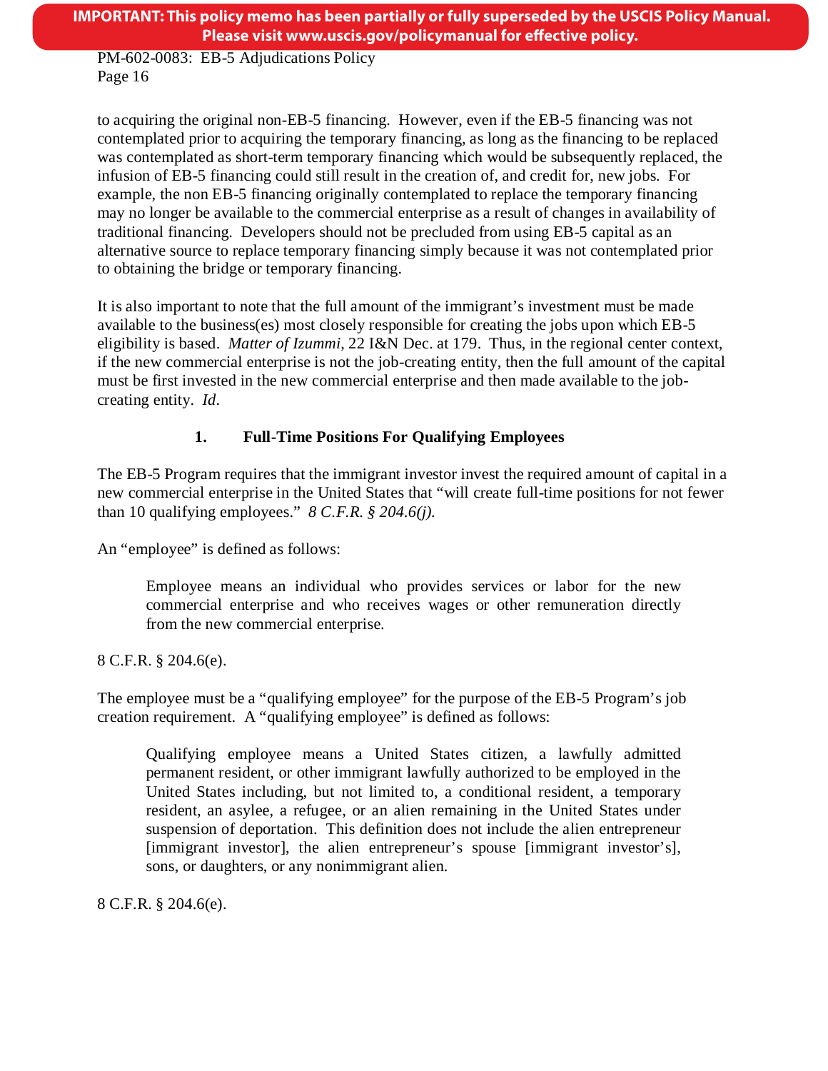to acquiring the original non-EB-5 financing. However, even if the EB-5 financing was not contemplated prior to acquiring the temporary financing, as long as the financing to be replaced was contemplated as short-term temporary financing which would be subsequently replaced, the infusion of EB-5 financing could still result in the creation of, and credit for, new jobs. For example, the non EB-5 financing originally contemplated to replace the temporary financing may no longer be available to the commercial enterprise as a result of changes in availability of traditional financing. Developers should not be precluded from using EB-5 capital as an alternative source to replace temporary financing simply because it was not contemplated prior to obtaining the bridge or temporary financing.

It is also important to note that the full amount of the immigrant's investment must be made available to the business(es) most closely responsible for creating the jobs upon which EB-5 eligibility is based. *Matter of Izummi*, 22 I&N Dec. at 179. Thus, in the regional center context, if the new commercial enterprise is not the job-creating entity, then the full amount of the capital must be first invested in the new commercial enterprise and then made available to the job-creating entity. *Id*.

### 1. Full-Time Positions For Qualifying Employees

The EB-5 Program requires that the immigrant investor invest the required amount of capital in a new commercial enterprise in the United States that "will create full-time positions for not fewer than 10 qualifying employees." *8 C.F.R. § 204.6(j).*

An "employee" is defined as follows:

> Employee means an individual who provides services or labor for the new commercial enterprise and who receives wages or other remuneration directly from the new commercial enterprise.

8 C.F.R. § 204.6(e).

The employee must be a "qualifying employee" for the purpose of the EB-5 Program's job creation requirement. A "qualifying employee" is defined as follows:

> Qualifying employee means a United States citizen, a lawfully admitted permanent resident, or other immigrant lawfully authorized to be employed in the United States including, but not limited to, a conditional resident, a temporary resident, an asylee, a refugee, or an alien remaining in the United States under suspension of deportation. This definition does not include the alien entrepreneur [immigrant investor], the alien entrepreneur's spouse [immigrant investor's], sons, or daughters, or any nonimmigrant alien.

8 C.F.R. § 204.6(e).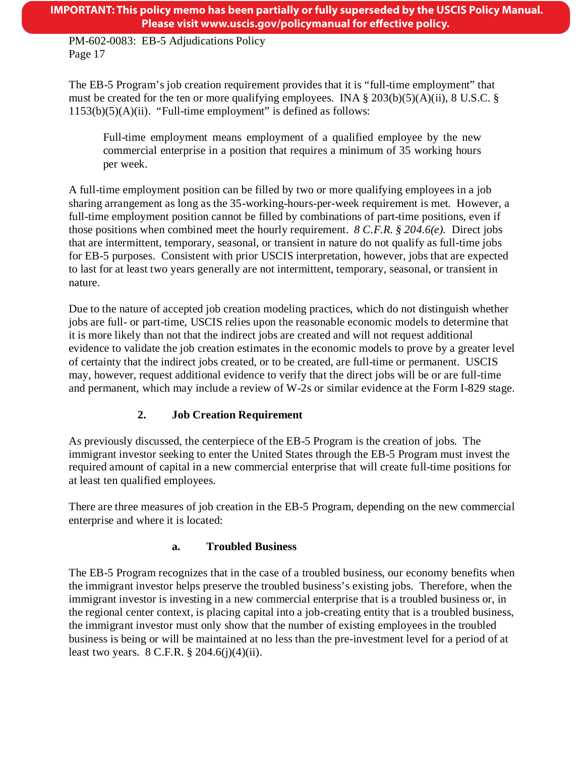The EB-5 Program's job creation requirement provides that it is "full-time employment" that must be created for the ten or more qualifying employees. INA § 203(b)(5)(A)(ii), 8 U.S.C. § 1153(b)(5)(A)(ii). "Full-time employment" is defined as follows:

> Full-time employment means employment of a qualified employee by the new commercial enterprise in a position that requires a minimum of 35 working hours per week.

A full-time employment position can be filled by two or more qualifying employees in a job sharing arrangement as long as the 35-working-hours-per-week requirement is met. However, a full-time employment position cannot be filled by combinations of part-time positions, even if those positions when combined meet the hourly requirement. *8 C.F.R. § 204.6(e).* Direct jobs that are intermittent, temporary, seasonal, or transient in nature do not qualify as full-time jobs for EB-5 purposes. Consistent with prior USCIS interpretation, however, jobs that are expected to last for at least two years generally are not intermittent, temporary, seasonal, or transient in nature.

Due to the nature of accepted job creation modeling practices, which do not distinguish whether jobs are full- or part-time, USCIS relies upon the reasonable economic models to determine that it is more likely than not that the indirect jobs are created and will not request additional evidence to validate the job creation estimates in the economic models to prove by a greater level of certainty that the indirect jobs created, or to be created, are full-time or permanent. USCIS may, however, request additional evidence to verify that the direct jobs will be or are full-time and permanent, which may include a review of W-2s or similar evidence at the Form I-829 stage.

### 2. Job Creation Requirement

As previously discussed, the centerpiece of the EB-5 Program is the creation of jobs. The immigrant investor seeking to enter the United States through the EB-5 Program must invest the required amount of capital in a new commercial enterprise that will create full-time positions for at least ten qualified employees.

There are three measures of job creation in the EB-5 Program, depending on the new commercial enterprise and where it is located:

#### a. Troubled Business

The EB-5 Program recognizes that in the case of a troubled business, our economy benefits when the immigrant investor helps preserve the troubled business's existing jobs. Therefore, when the immigrant investor is investing in a new commercial enterprise that is a troubled business or, in the regional center context, is placing capital into a job-creating entity that is a troubled business, the immigrant investor must only show that the number of existing employees in the troubled business is being or will be maintained at no less than the pre-investment level for a period of at least two years. 8 C.F.R. § 204.6(j)(4)(ii).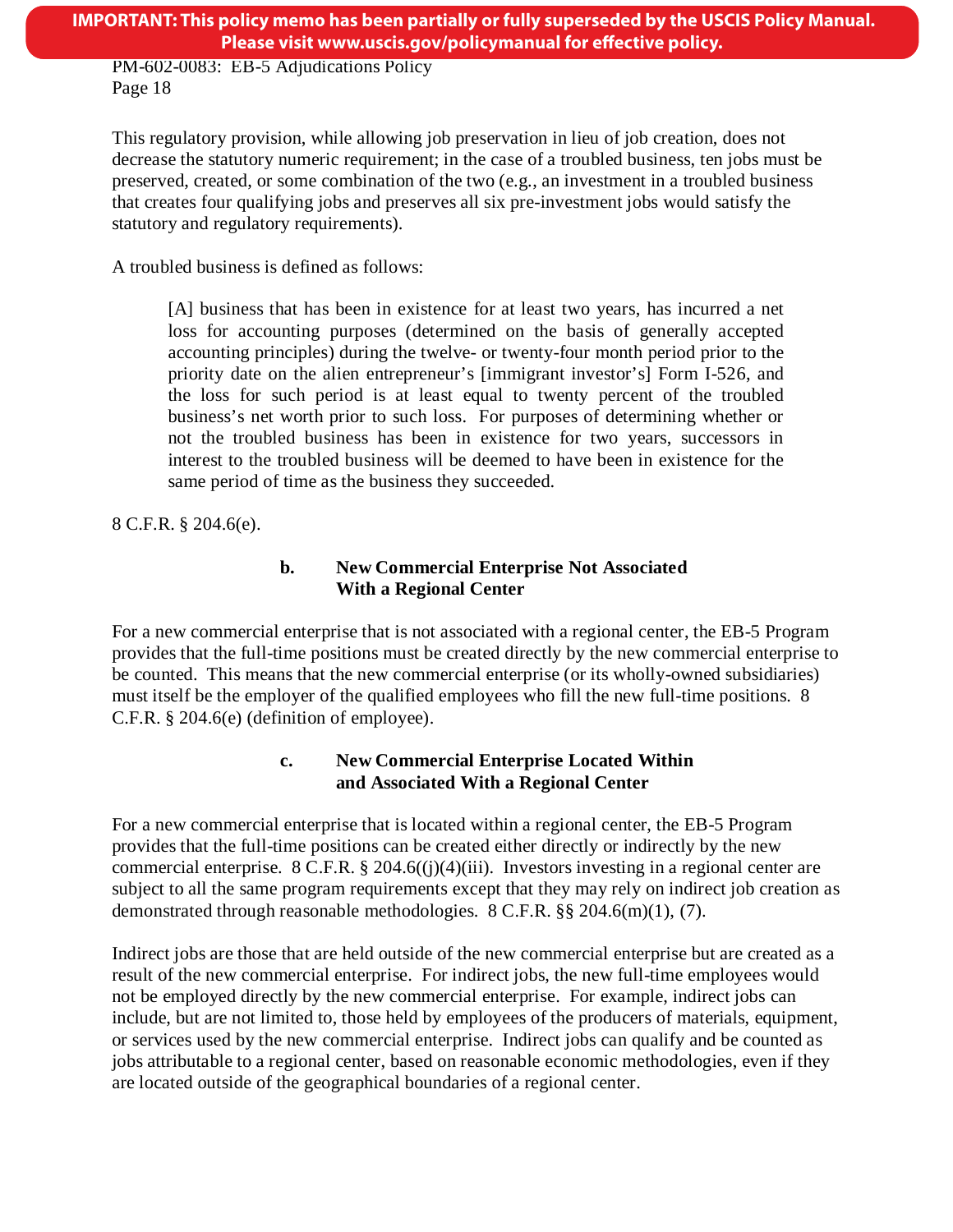This regulatory provision, while allowing job preservation in lieu of job creation, does not decrease the statutory numeric requirement; in the case of a troubled business, ten jobs must be preserved, created, or some combination of the two (e.g., an investment in a troubled business that creates four qualifying jobs and preserves all six pre-investment jobs would satisfy the statutory and regulatory requirements).

A troubled business is defined as follows:

> [A] business that has been in existence for at least two years, has incurred a net loss for accounting purposes (determined on the basis of generally accepted accounting principles) during the twelve- or twenty-four month period prior to the priority date on the alien entrepreneur's [immigrant investor's] Form I-526, and the loss for such period is at least equal to twenty percent of the troubled business's net worth prior to such loss. For purposes of determining whether or not the troubled business has been in existence for two years, successors in interest to the troubled business will be deemed to have been in existence for the same period of time as the business they succeeded.

8 C.F.R. § 204.6(e).

### b. New Commercial Enterprise Not Associated With a Regional Center

For a new commercial enterprise that is not associated with a regional center, the EB-5 Program provides that the full-time positions must be created directly by the new commercial enterprise to be counted. This means that the new commercial enterprise (or its wholly-owned subsidiaries) must itself be the employer of the qualified employees who fill the new full-time positions. 8 C.F.R. § 204.6(e) (definition of employee).

### c. New Commercial Enterprise Located Within and Associated With a Regional Center

For a new commercial enterprise that is located within a regional center, the EB-5 Program provides that the full-time positions can be created either directly or indirectly by the new commercial enterprise. 8 C.F.R. § 204.6((j)(4)(iii). Investors investing in a regional center are subject to all the same program requirements except that they may rely on indirect job creation as demonstrated through reasonable methodologies. 8 C.F.R. §§ 204.6(m)(1), (7).

Indirect jobs are those that are held outside of the new commercial enterprise but are created as a result of the new commercial enterprise. For indirect jobs, the new full-time employees would not be employed directly by the new commercial enterprise. For example, indirect jobs can include, but are not limited to, those held by employees of the producers of materials, equipment, or services used by the new commercial enterprise. Indirect jobs can qualify and be counted as jobs attributable to a regional center, based on reasonable economic methodologies, even if they are located outside of the geographical boundaries of a regional center.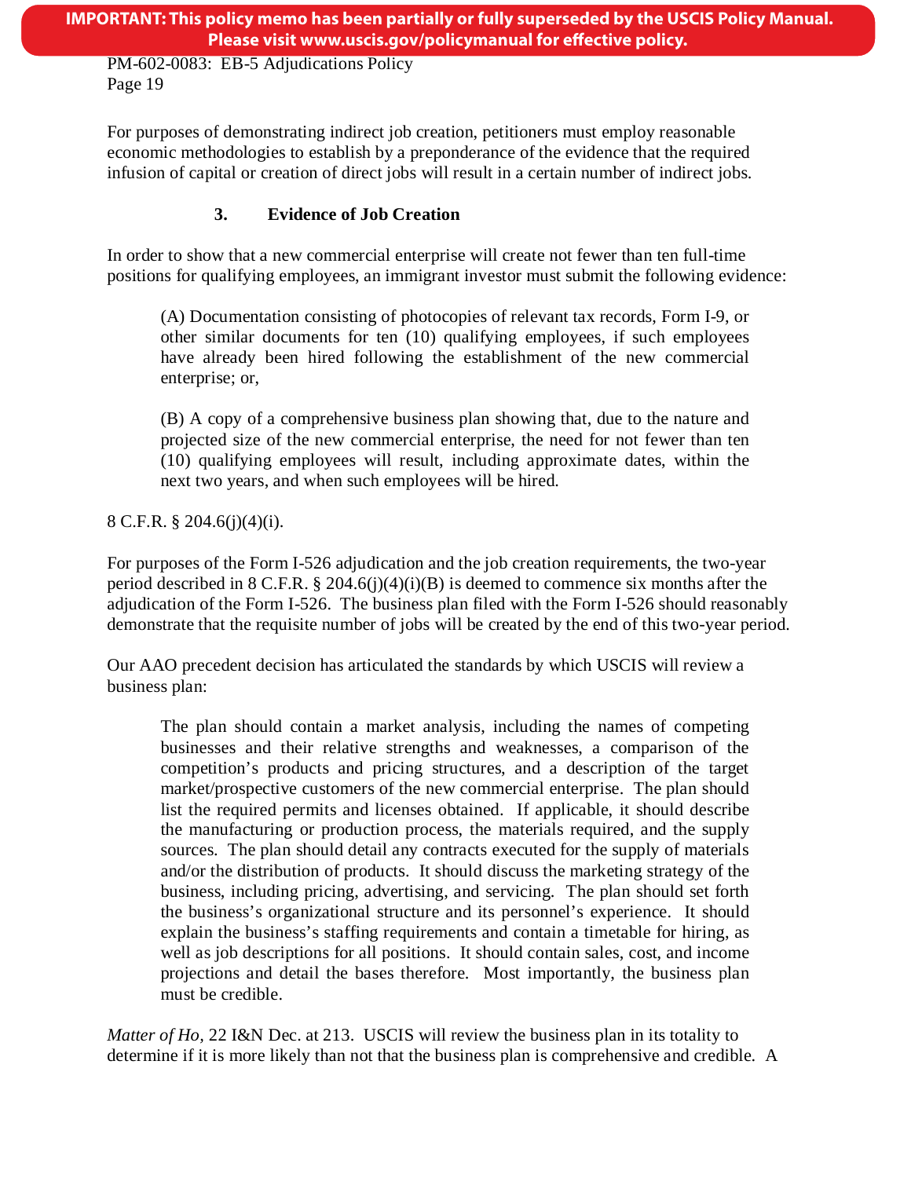For purposes of demonstrating indirect job creation, petitioners must employ reasonable economic methodologies to establish by a preponderance of the evidence that the required infusion of capital or creation of direct jobs will result in a certain number of indirect jobs.

### 3. Evidence of Job Creation

In order to show that a new commercial enterprise will create not fewer than ten full-time positions for qualifying employees, an immigrant investor must submit the following evidence:

> (A) Documentation consisting of photocopies of relevant tax records, Form I-9, or other similar documents for ten (10) qualifying employees, if such employees have already been hired following the establishment of the new commercial enterprise; or,
>
> (B) A copy of a comprehensive business plan showing that, due to the nature and projected size of the new commercial enterprise, the need for not fewer than ten (10) qualifying employees will result, including approximate dates, within the next two years, and when such employees will be hired.

8 C.F.R. § 204.6(j)(4)(i).

For purposes of the Form I-526 adjudication and the job creation requirements, the two-year period described in 8 C.F.R. § 204.6(j)(4)(i)(B) is deemed to commence six months after the adjudication of the Form I-526. The business plan filed with the Form I-526 should reasonably demonstrate that the requisite number of jobs will be created by the end of this two-year period.

Our AAO precedent decision has articulated the standards by which USCIS will review a business plan:

> The plan should contain a market analysis, including the names of competing businesses and their relative strengths and weaknesses, a comparison of the competition's products and pricing structures, and a description of the target market/prospective customers of the new commercial enterprise. The plan should list the required permits and licenses obtained. If applicable, it should describe the manufacturing or production process, the materials required, and the supply sources. The plan should detail any contracts executed for the supply of materials and/or the distribution of products. It should discuss the marketing strategy of the business, including pricing, advertising, and servicing. The plan should set forth the business's organizational structure and its personnel's experience. It should explain the business's staffing requirements and contain a timetable for hiring, as well as job descriptions for all positions. It should contain sales, cost, and income projections and detail the bases therefore. Most importantly, the business plan must be credible.

*Matter of Ho,* 22 I&N Dec. at 213. USCIS will review the business plan in its totality to determine if it is more likely than not that the business plan is comprehensive and credible. A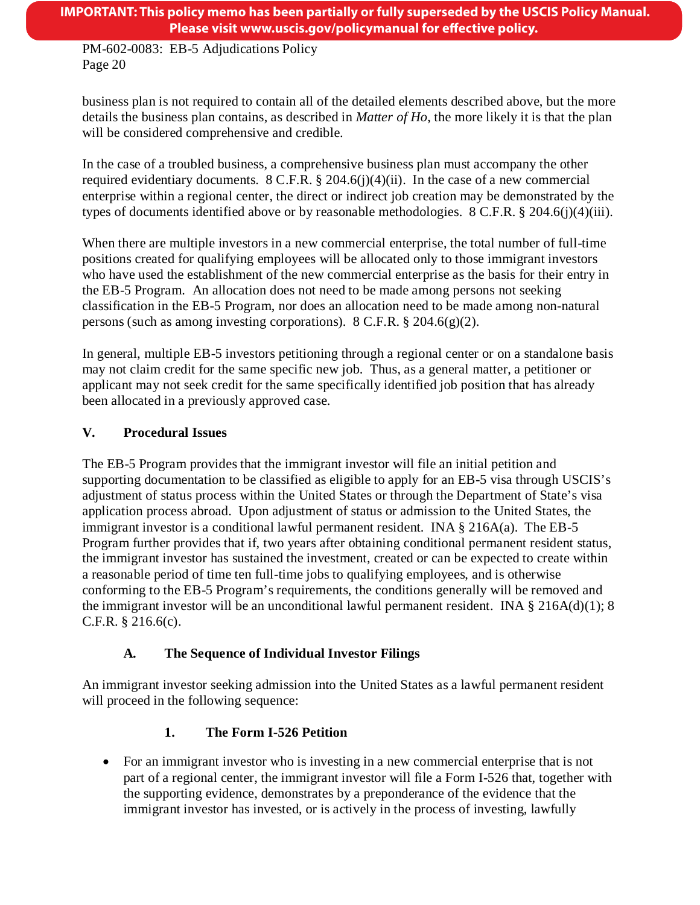business plan is not required to contain all of the detailed elements described above, but the more details the business plan contains, as described in *Matter of Ho*, the more likely it is that the plan will be considered comprehensive and credible.

In the case of a troubled business, a comprehensive business plan must accompany the other required evidentiary documents. 8 C.F.R. § 204.6(j)(4)(ii). In the case of a new commercial enterprise within a regional center, the direct or indirect job creation may be demonstrated by the types of documents identified above or by reasonable methodologies. 8 C.F.R. § 204.6(j)(4)(iii).

When there are multiple investors in a new commercial enterprise, the total number of full-time positions created for qualifying employees will be allocated only to those immigrant investors who have used the establishment of the new commercial enterprise as the basis for their entry in the EB-5 Program. An allocation does not need to be made among persons not seeking classification in the EB-5 Program, nor does an allocation need to be made among non-natural persons (such as among investing corporations). 8 C.F.R. § 204.6(g)(2).

In general, multiple EB-5 investors petitioning through a regional center or on a standalone basis may not claim credit for the same specific new job. Thus, as a general matter, a petitioner or applicant may not seek credit for the same specifically identified job position that has already been allocated in a previously approved case.

## V. Procedural Issues

The EB-5 Program provides that the immigrant investor will file an initial petition and supporting documentation to be classified as eligible to apply for an EB-5 visa through USCIS's adjustment of status process within the United States or through the Department of State's visa application process abroad. Upon adjustment of status or admission to the United States, the immigrant investor is a conditional lawful permanent resident. INA § 216A(a). The EB-5 Program further provides that if, two years after obtaining conditional permanent resident status, the immigrant investor has sustained the investment, created or can be expected to create within a reasonable period of time ten full-time jobs to qualifying employees, and is otherwise conforming to the EB-5 Program's requirements, the conditions generally will be removed and the immigrant investor will be an unconditional lawful permanent resident. INA § 216A(d)(1); 8 C.F.R. § 216.6(c).

### A. The Sequence of Individual Investor Filings

An immigrant investor seeking admission into the United States as a lawful permanent resident will proceed in the following sequence:

#### 1. The Form I-526 Petition

- For an immigrant investor who is investing in a new commercial enterprise that is not part of a regional center, the immigrant investor will file a Form I-526 that, together with the supporting evidence, demonstrates by a preponderance of the evidence that the immigrant investor has invested, or is actively in the process of investing, lawfully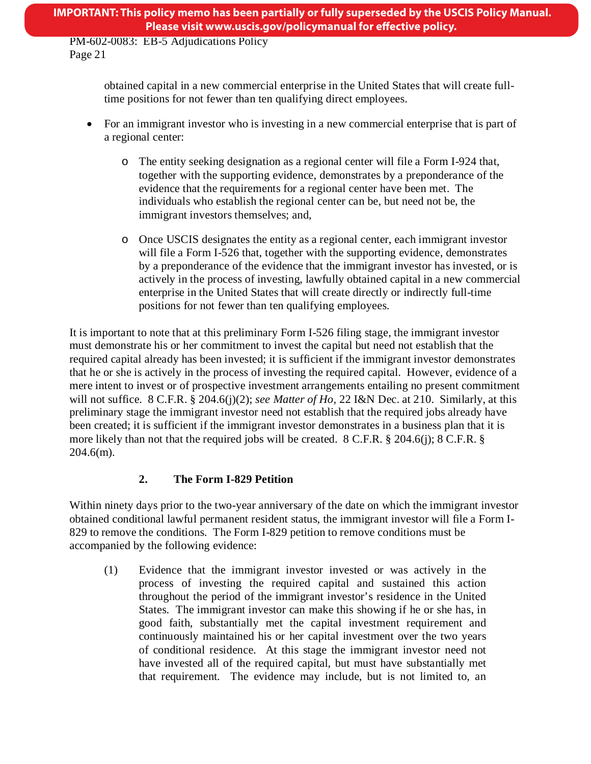obtained capital in a new commercial enterprise in the United States that will create full-time positions for not fewer than ten qualifying direct employees.

- For an immigrant investor who is investing in a new commercial enterprise that is part of a regional center:
    - The entity seeking designation as a regional center will file a Form I-924 that, together with the supporting evidence, demonstrates by a preponderance of the evidence that the requirements for a regional center have been met. The individuals who establish the regional center can be, but need not be, the immigrant investors themselves; and,
    - Once USCIS designates the entity as a regional center, each immigrant investor will file a Form I-526 that, together with the supporting evidence, demonstrates by a preponderance of the evidence that the immigrant investor has invested, or is actively in the process of investing, lawfully obtained capital in a new commercial enterprise in the United States that will create directly or indirectly full-time positions for not fewer than ten qualifying employees.

It is important to note that at this preliminary Form I-526 filing stage, the immigrant investor must demonstrate his or her commitment to invest the capital but need not establish that the required capital already has been invested; it is sufficient if the immigrant investor demonstrates that he or she is actively in the process of investing the required capital. However, evidence of a mere intent to invest or of prospective investment arrangements entailing no present commitment will not suffice. 8 C.F.R. § 204.6(j)(2); *see Matter of Ho,* 22 I&N Dec. at 210. Similarly, at this preliminary stage the immigrant investor need not establish that the required jobs already have been created; it is sufficient if the immigrant investor demonstrates in a business plan that it is more likely than not that the required jobs will be created. 8 C.F.R. § 204.6(j); 8 C.F.R. § 204.6(m).

### 2. The Form I-829 Petition

Within ninety days prior to the two-year anniversary of the date on which the immigrant investor obtained conditional lawful permanent resident status, the immigrant investor will file a Form I-829 to remove the conditions. The Form I-829 petition to remove conditions must be accompanied by the following evidence:

(1) Evidence that the immigrant investor invested or was actively in the process of investing the required capital and sustained this action throughout the period of the immigrant investor's residence in the United States. The immigrant investor can make this showing if he or she has, in good faith, substantially met the capital investment requirement and continuously maintained his or her capital investment over the two years of conditional residence. At this stage the immigrant investor need not have invested all of the required capital, but must have substantially met that requirement. The evidence may include, but is not limited to, an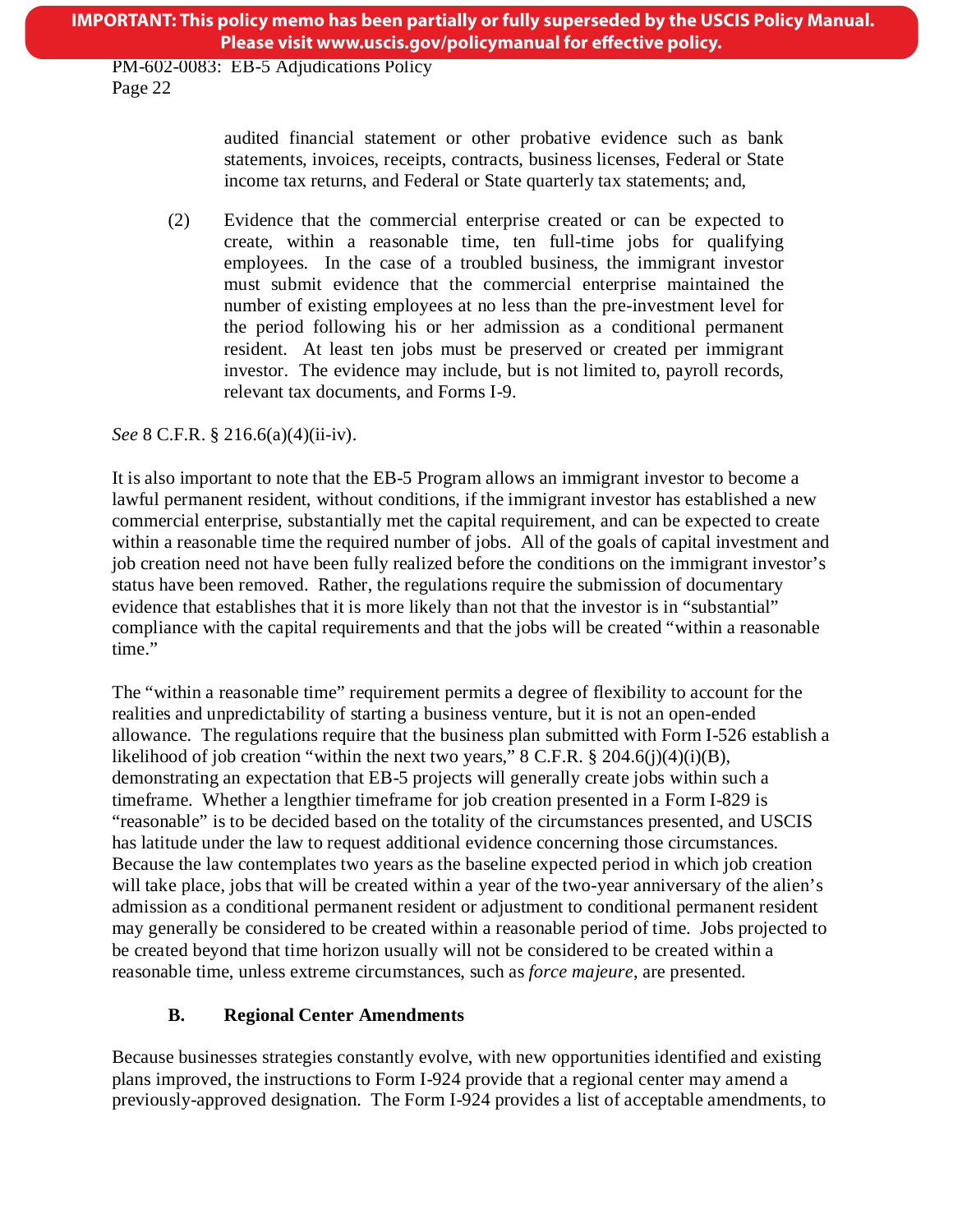audited financial statement or other probative evidence such as bank statements, invoices, receipts, contracts, business licenses, Federal or State income tax returns, and Federal or State quarterly tax statements; and,

(2) Evidence that the commercial enterprise created or can be expected to create, within a reasonable time, ten full-time jobs for qualifying employees. In the case of a troubled business, the immigrant investor must submit evidence that the commercial enterprise maintained the number of existing employees at no less than the pre-investment level for the period following his or her admission as a conditional permanent resident. At least ten jobs must be preserved or created per immigrant investor. The evidence may include, but is not limited to, payroll records, relevant tax documents, and Forms I-9.

*See* 8 C.F.R. § 216.6(a)(4)(ii-iv).

It is also important to note that the EB-5 Program allows an immigrant investor to become a lawful permanent resident, without conditions, if the immigrant investor has established a new commercial enterprise, substantially met the capital requirement, and can be expected to create within a reasonable time the required number of jobs. All of the goals of capital investment and job creation need not have been fully realized before the conditions on the immigrant investor's status have been removed. Rather, the regulations require the submission of documentary evidence that establishes that it is more likely than not that the investor is in "substantial" compliance with the capital requirements and that the jobs will be created "within a reasonable time."

The "within a reasonable time" requirement permits a degree of flexibility to account for the realities and unpredictability of starting a business venture, but it is not an open-ended allowance. The regulations require that the business plan submitted with Form I-526 establish a likelihood of job creation "within the next two years," 8 C.F.R. § 204.6(j)(4)(i)(B), demonstrating an expectation that EB-5 projects will generally create jobs within such a timeframe. Whether a lengthier timeframe for job creation presented in a Form I-829 is "reasonable" is to be decided based on the totality of the circumstances presented, and USCIS has latitude under the law to request additional evidence concerning those circumstances. Because the law contemplates two years as the baseline expected period in which job creation will take place, jobs that will be created within a year of the two-year anniversary of the alien's admission as a conditional permanent resident or adjustment to conditional permanent resident may generally be considered to be created within a reasonable period of time. Jobs projected to be created beyond that time horizon usually will not be considered to be created within a reasonable time, unless extreme circumstances, such as *force majeure*, are presented.

### B. Regional Center Amendments

Because businesses strategies constantly evolve, with new opportunities identified and existing plans improved, the instructions to Form I-924 provide that a regional center may amend a previously-approved designation. The Form I-924 provides a list of acceptable amendments, to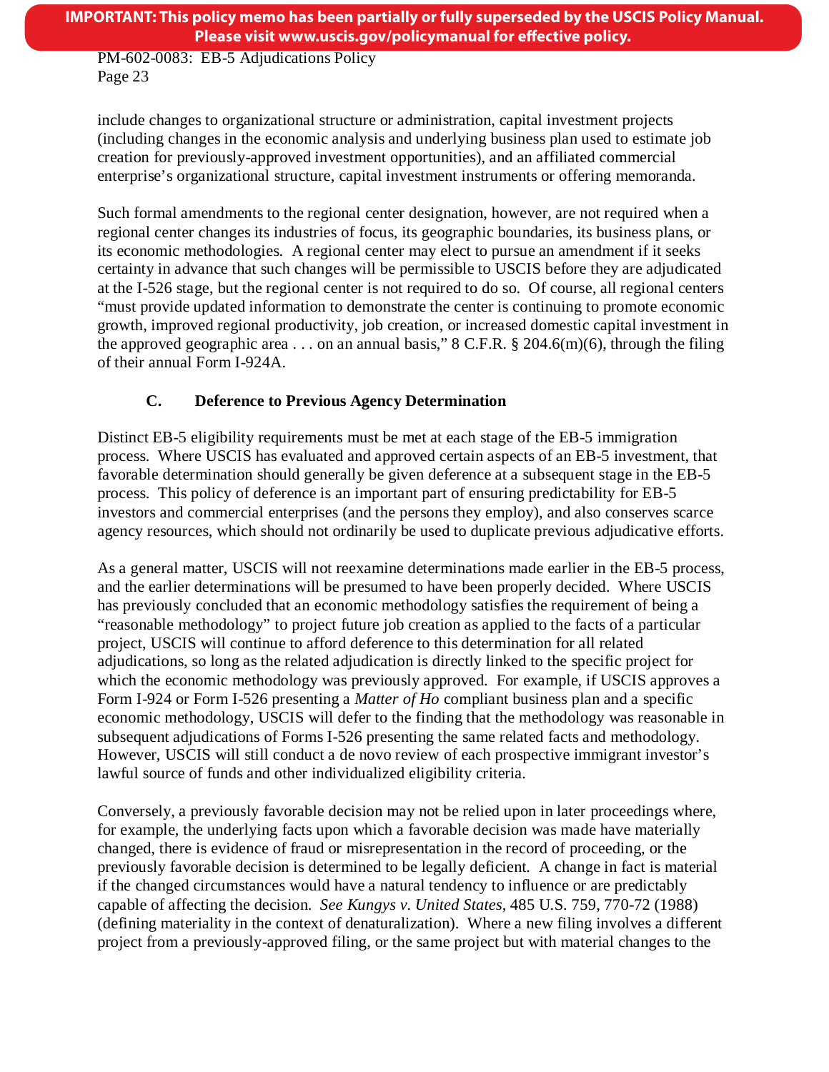include changes to organizational structure or administration, capital investment projects (including changes in the economic analysis and underlying business plan used to estimate job creation for previously-approved investment opportunities), and an affiliated commercial enterprise's organizational structure, capital investment instruments or offering memoranda.

Such formal amendments to the regional center designation, however, are not required when a regional center changes its industries of focus, its geographic boundaries, its business plans, or its economic methodologies. A regional center may elect to pursue an amendment if it seeks certainty in advance that such changes will be permissible to USCIS before they are adjudicated at the I-526 stage, but the regional center is not required to do so. Of course, all regional centers "must provide updated information to demonstrate the center is continuing to promote economic growth, improved regional productivity, job creation, or increased domestic capital investment in the approved geographic area . . . on an annual basis," 8 C.F.R. § 204.6(m)(6), through the filing of their annual Form I-924A.

### C. Deference to Previous Agency Determination

Distinct EB-5 eligibility requirements must be met at each stage of the EB-5 immigration process. Where USCIS has evaluated and approved certain aspects of an EB-5 investment, that favorable determination should generally be given deference at a subsequent stage in the EB-5 process. This policy of deference is an important part of ensuring predictability for EB-5 investors and commercial enterprises (and the persons they employ), and also conserves scarce agency resources, which should not ordinarily be used to duplicate previous adjudicative efforts.

As a general matter, USCIS will not reexamine determinations made earlier in the EB-5 process, and the earlier determinations will be presumed to have been properly decided. Where USCIS has previously concluded that an economic methodology satisfies the requirement of being a "reasonable methodology" to project future job creation as applied to the facts of a particular project, USCIS will continue to afford deference to this determination for all related adjudications, so long as the related adjudication is directly linked to the specific project for which the economic methodology was previously approved. For example, if USCIS approves a Form I-924 or Form I-526 presenting a *Matter of Ho* compliant business plan and a specific economic methodology, USCIS will defer to the finding that the methodology was reasonable in subsequent adjudications of Forms I-526 presenting the same related facts and methodology. However, USCIS will still conduct a de novo review of each prospective immigrant investor's lawful source of funds and other individualized eligibility criteria.

Conversely, a previously favorable decision may not be relied upon in later proceedings where, for example, the underlying facts upon which a favorable decision was made have materially changed, there is evidence of fraud or misrepresentation in the record of proceeding, or the previously favorable decision is determined to be legally deficient. A change in fact is material if the changed circumstances would have a natural tendency to influence or are predictably capable of affecting the decision. *See Kungys v. United States*, 485 U.S. 759, 770-72 (1988) (defining materiality in the context of denaturalization). Where a new filing involves a different project from a previously-approved filing, or the same project but with material changes to the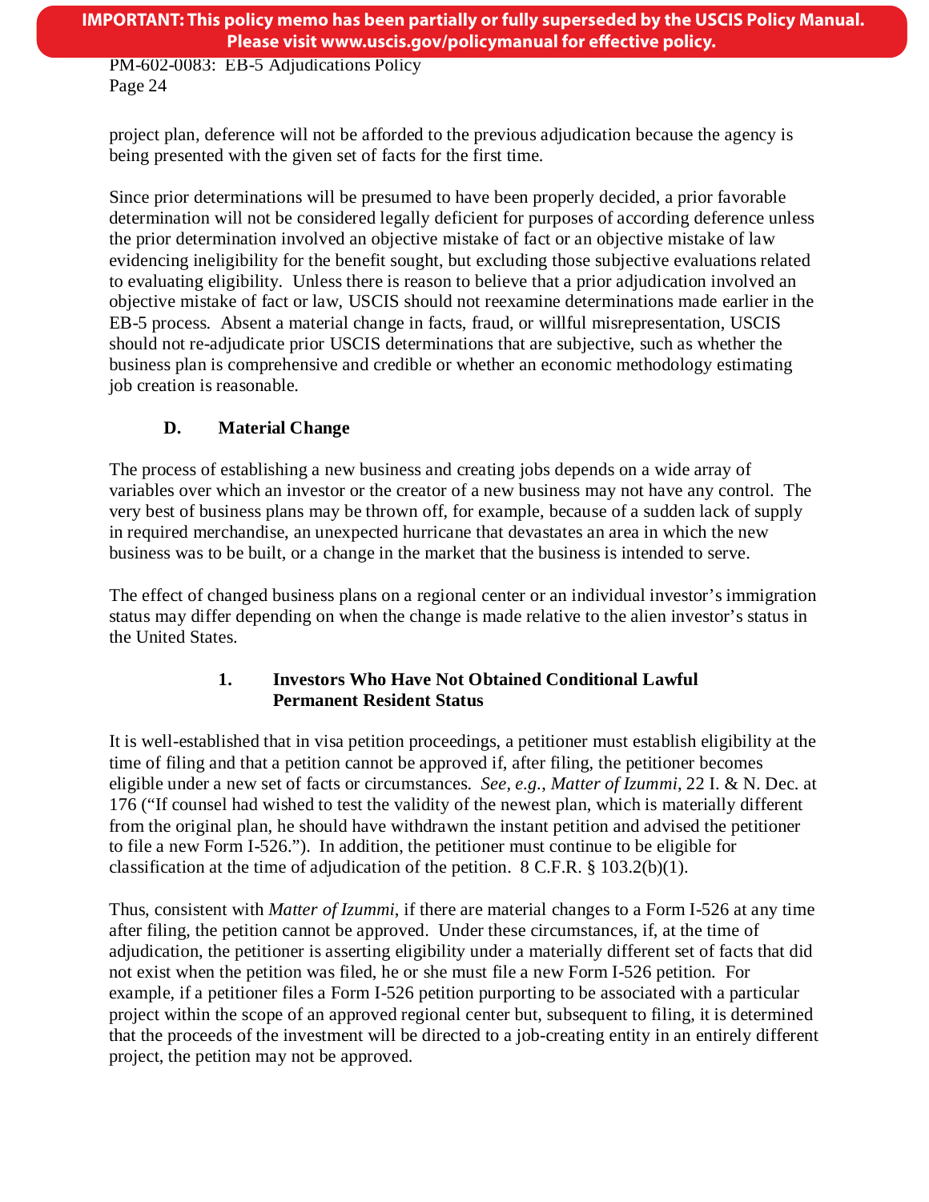project plan, deference will not be afforded to the previous adjudication because the agency is being presented with the given set of facts for the first time.

Since prior determinations will be presumed to have been properly decided, a prior favorable determination will not be considered legally deficient for purposes of according deference unless the prior determination involved an objective mistake of fact or an objective mistake of law evidencing ineligibility for the benefit sought, but excluding those subjective evaluations related to evaluating eligibility. Unless there is reason to believe that a prior adjudication involved an objective mistake of fact or law, USCIS should not reexamine determinations made earlier in the EB-5 process. Absent a material change in facts, fraud, or willful misrepresentation, USCIS should not re-adjudicate prior USCIS determinations that are subjective, such as whether the business plan is comprehensive and credible or whether an economic methodology estimating job creation is reasonable.

### D. Material Change

The process of establishing a new business and creating jobs depends on a wide array of variables over which an investor or the creator of a new business may not have any control. The very best of business plans may be thrown off, for example, because of a sudden lack of supply in required merchandise, an unexpected hurricane that devastates an area in which the new business was to be built, or a change in the market that the business is intended to serve.

The effect of changed business plans on a regional center or an individual investor's immigration status may differ depending on when the change is made relative to the alien investor's status in the United States.

#### 1. Investors Who Have Not Obtained Conditional Lawful Permanent Resident Status

It is well-established that in visa petition proceedings, a petitioner must establish eligibility at the time of filing and that a petition cannot be approved if, after filing, the petitioner becomes eligible under a new set of facts or circumstances. *See, e.g.*, *Matter of Izummi*, 22 I. & N. Dec. at 176 ("If counsel had wished to test the validity of the newest plan, which is materially different from the original plan, he should have withdrawn the instant petition and advised the petitioner to file a new Form I-526."). In addition, the petitioner must continue to be eligible for classification at the time of adjudication of the petition. 8 C.F.R. § 103.2(b)(1).

Thus, consistent with *Matter of Izummi*, if there are material changes to a Form I-526 at any time after filing, the petition cannot be approved. Under these circumstances, if, at the time of adjudication, the petitioner is asserting eligibility under a materially different set of facts that did not exist when the petition was filed, he or she must file a new Form I-526 petition. For example, if a petitioner files a Form I-526 petition purporting to be associated with a particular project within the scope of an approved regional center but, subsequent to filing, it is determined that the proceeds of the investment will be directed to a job-creating entity in an entirely different project, the petition may not be approved.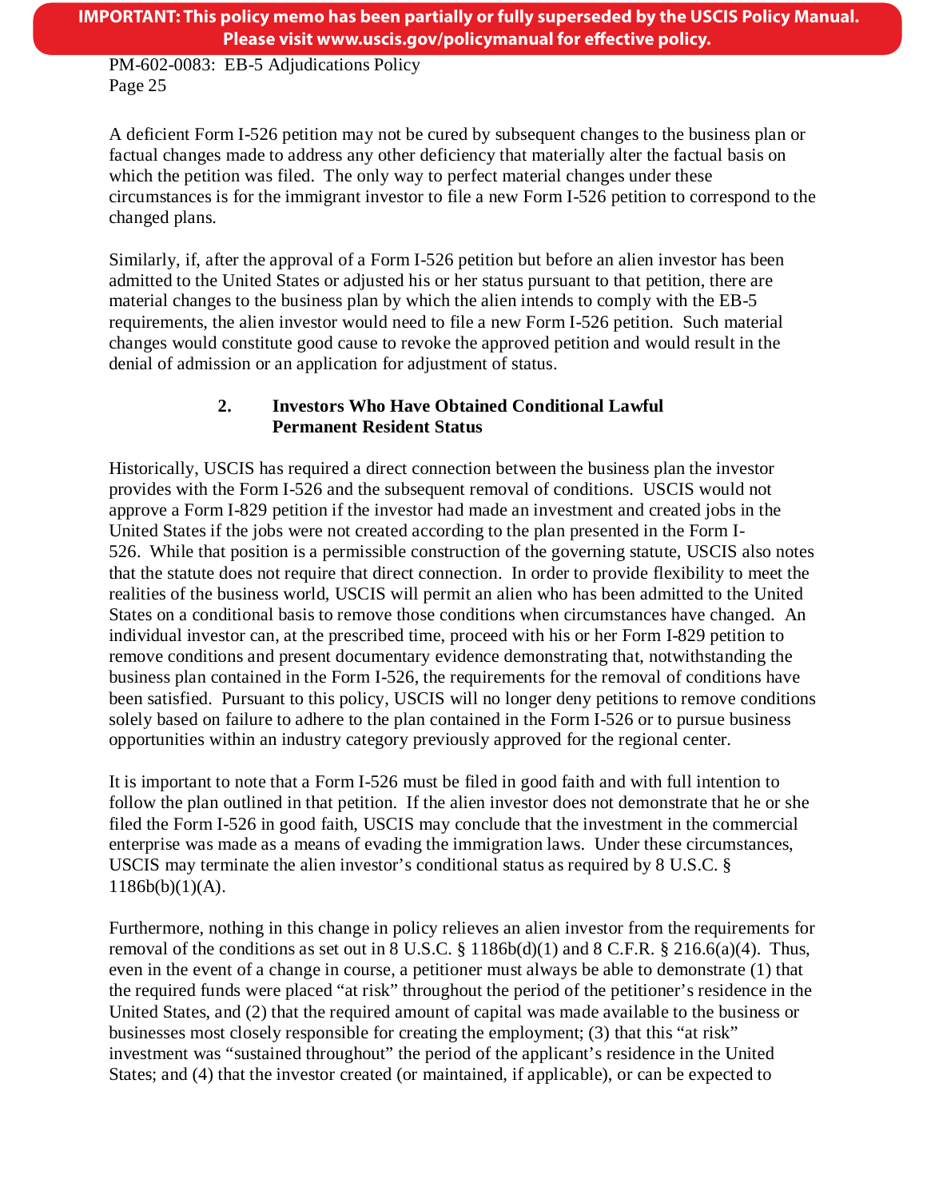A deficient Form I-526 petition may not be cured by subsequent changes to the business plan or factual changes made to address any other deficiency that materially alter the factual basis on which the petition was filed. The only way to perfect material changes under these circumstances is for the immigrant investor to file a new Form I-526 petition to correspond to the changed plans.

Similarly, if, after the approval of a Form I-526 petition but before an alien investor has been admitted to the United States or adjusted his or her status pursuant to that petition, there are material changes to the business plan by which the alien intends to comply with the EB-5 requirements, the alien investor would need to file a new Form I-526 petition. Such material changes would constitute good cause to revoke the approved petition and would result in the denial of admission or an application for adjustment of status.

### 2. Investors Who Have Obtained Conditional Lawful Permanent Resident Status

Historically, USCIS has required a direct connection between the business plan the investor provides with the Form I-526 and the subsequent removal of conditions. USCIS would not approve a Form I-829 petition if the investor had made an investment and created jobs in the United States if the jobs were not created according to the plan presented in the Form I-526. While that position is a permissible construction of the governing statute, USCIS also notes that the statute does not require that direct connection. In order to provide flexibility to meet the realities of the business world, USCIS will permit an alien who has been admitted to the United States on a conditional basis to remove those conditions when circumstances have changed. An individual investor can, at the prescribed time, proceed with his or her Form I-829 petition to remove conditions and present documentary evidence demonstrating that, notwithstanding the business plan contained in the Form I-526, the requirements for the removal of conditions have been satisfied. Pursuant to this policy, USCIS will no longer deny petitions to remove conditions solely based on failure to adhere to the plan contained in the Form I-526 or to pursue business opportunities within an industry category previously approved for the regional center.

It is important to note that a Form I-526 must be filed in good faith and with full intention to follow the plan outlined in that petition. If the alien investor does not demonstrate that he or she filed the Form I-526 in good faith, USCIS may conclude that the investment in the commercial enterprise was made as a means of evading the immigration laws. Under these circumstances, USCIS may terminate the alien investor's conditional status as required by 8 U.S.C. § 1186b(b)(1)(A).

Furthermore, nothing in this change in policy relieves an alien investor from the requirements for removal of the conditions as set out in 8 U.S.C. § 1186b(d)(1) and 8 C.F.R. § 216.6(a)(4). Thus, even in the event of a change in course, a petitioner must always be able to demonstrate (1) that the required funds were placed "at risk" throughout the period of the petitioner's residence in the United States, and (2) that the required amount of capital was made available to the business or businesses most closely responsible for creating the employment; (3) that this "at risk" investment was "sustained throughout" the period of the applicant's residence in the United States; and (4) that the investor created (or maintained, if applicable), or can be expected to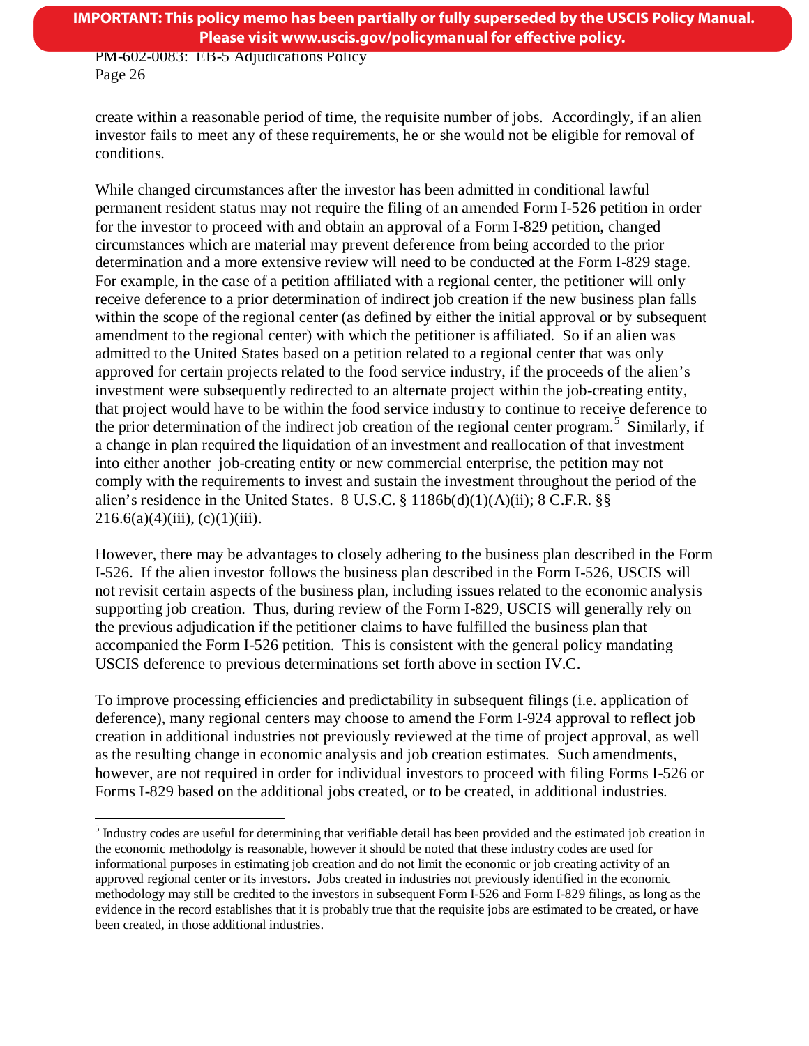create within a reasonable period of time, the requisite number of jobs. Accordingly, if an alien investor fails to meet any of these requirements, he or she would not be eligible for removal of conditions.

While changed circumstances after the investor has been admitted in conditional lawful permanent resident status may not require the filing of an amended Form I-526 petition in order for the investor to proceed with and obtain an approval of a Form I-829 petition, changed circumstances which are material may prevent deference from being accorded to the prior determination and a more extensive review will need to be conducted at the Form I-829 stage. For example, in the case of a petition affiliated with a regional center, the petitioner will only receive deference to a prior determination of indirect job creation if the new business plan falls within the scope of the regional center (as defined by either the initial approval or by subsequent amendment to the regional center) with which the petitioner is affiliated. So if an alien was admitted to the United States based on a petition related to a regional center that was only approved for certain projects related to the food service industry, if the proceeds of the alien's investment were subsequently redirected to an alternate project within the job-creating entity, that project would have to be within the food service industry to continue to receive deference to the prior determination of the indirect job creation of the regional center program.[5] Similarly, if a change in plan required the liquidation of an investment and reallocation of that investment into either another job-creating entity or new commercial enterprise, the petition may not comply with the requirements to invest and sustain the investment throughout the period of the alien's residence in the United States. 8 U.S.C. § 1186b(d)(1)(A)(ii); 8 C.F.R. §§ 216.6(a)(4)(iii), (c)(1)(iii).

However, there may be advantages to closely adhering to the business plan described in the Form I-526. If the alien investor follows the business plan described in the Form I-526, USCIS will not revisit certain aspects of the business plan, including issues related to the economic analysis supporting job creation. Thus, during review of the Form I-829, USCIS will generally rely on the previous adjudication if the petitioner claims to have fulfilled the business plan that accompanied the Form I-526 petition. This is consistent with the general policy mandating USCIS deference to previous determinations set forth above in section IV.C.

To improve processing efficiencies and predictability in subsequent filings (i.e. application of deference), many regional centers may choose to amend the Form I-924 approval to reflect job creation in additional industries not previously reviewed at the time of project approval, as well as the resulting change in economic analysis and job creation estimates. Such amendments, however, are not required in order for individual investors to proceed with filing Forms I-526 or Forms I-829 based on the additional jobs created, or to be created, in additional industries.

---

[5] Industry codes are useful for determining that verifiable detail has been provided and the estimated job creation in the economic methodolgy is reasonable, however it should be noted that these industry codes are used for informational purposes in estimating job creation and do not limit the economic or job creating activity of an approved regional center or its investors. Jobs created in industries not previously identified in the economic methodology may still be credited to the investors in subsequent Form I-526 and Form I-829 filings, as long as the evidence in the record establishes that it is probably true that the requisite jobs are estimated to be created, or have been created, in those additional industries.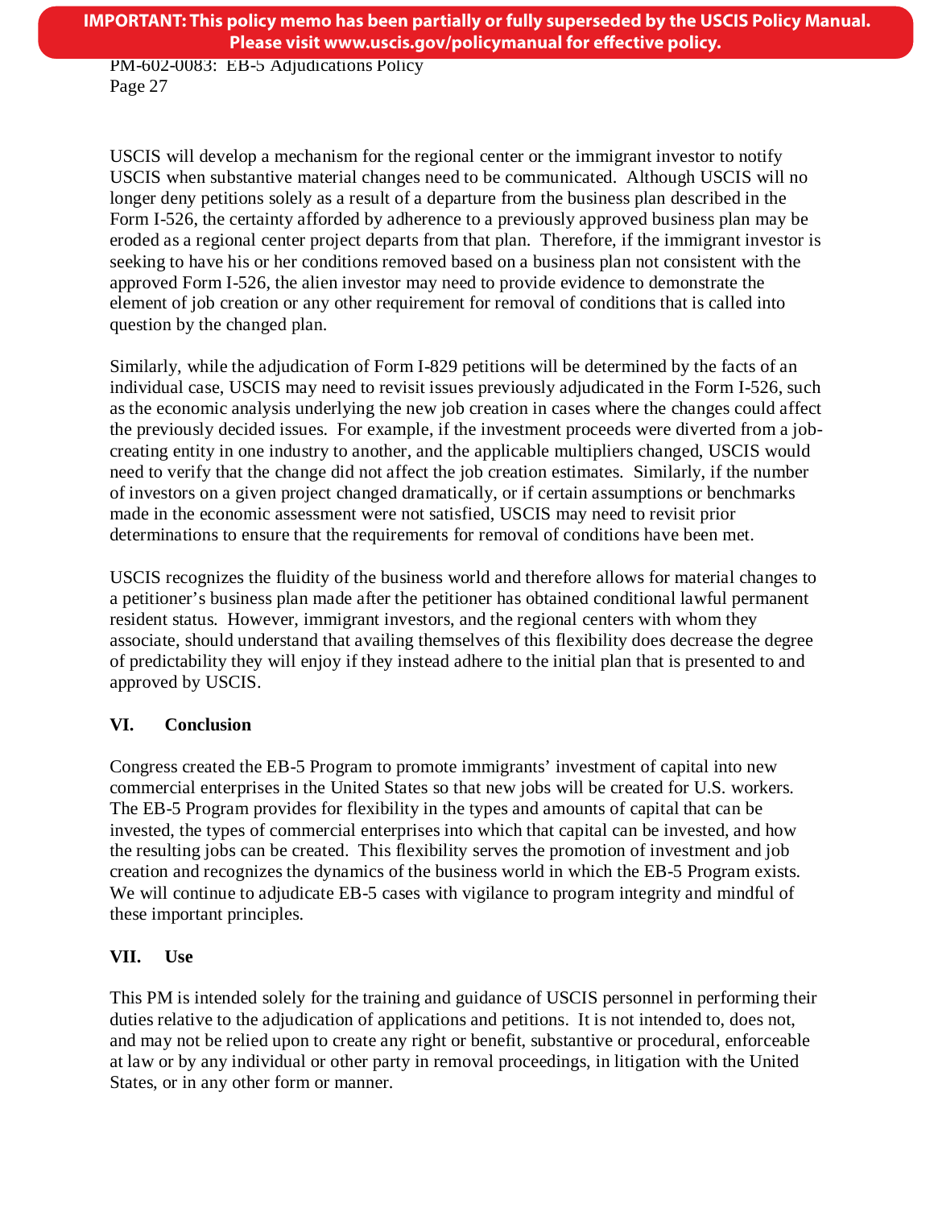USCIS will develop a mechanism for the regional center or the immigrant investor to notify USCIS when substantive material changes need to be communicated. Although USCIS will no longer deny petitions solely as a result of a departure from the business plan described in the Form I-526, the certainty afforded by adherence to a previously approved business plan may be eroded as a regional center project departs from that plan. Therefore, if the immigrant investor is seeking to have his or her conditions removed based on a business plan not consistent with the approved Form I-526, the alien investor may need to provide evidence to demonstrate the element of job creation or any other requirement for removal of conditions that is called into question by the changed plan.

Similarly, while the adjudication of Form I-829 petitions will be determined by the facts of an individual case, USCIS may need to revisit issues previously adjudicated in the Form I-526, such as the economic analysis underlying the new job creation in cases where the changes could affect the previously decided issues. For example, if the investment proceeds were diverted from a job-creating entity in one industry to another, and the applicable multipliers changed, USCIS would need to verify that the change did not affect the job creation estimates. Similarly, if the number of investors on a given project changed dramatically, or if certain assumptions or benchmarks made in the economic assessment were not satisfied, USCIS may need to revisit prior determinations to ensure that the requirements for removal of conditions have been met.

USCIS recognizes the fluidity of the business world and therefore allows for material changes to a petitioner's business plan made after the petitioner has obtained conditional lawful permanent resident status. However, immigrant investors, and the regional centers with whom they associate, should understand that availing themselves of this flexibility does decrease the degree of predictability they will enjoy if they instead adhere to the initial plan that is presented to and approved by USCIS.

## VI. Conclusion

Congress created the EB-5 Program to promote immigrants' investment of capital into new commercial enterprises in the United States so that new jobs will be created for U.S. workers. The EB-5 Program provides for flexibility in the types and amounts of capital that can be invested, the types of commercial enterprises into which that capital can be invested, and how the resulting jobs can be created. This flexibility serves the promotion of investment and job creation and recognizes the dynamics of the business world in which the EB-5 Program exists. We will continue to adjudicate EB-5 cases with vigilance to program integrity and mindful of these important principles.

## VII. Use

This PM is intended solely for the training and guidance of USCIS personnel in performing their duties relative to the adjudication of applications and petitions. It is not intended to, does not, and may not be relied upon to create any right or benefit, substantive or procedural, enforceable at law or by any individual or other party in removal proceedings, in litigation with the United States, or in any other form or manner.